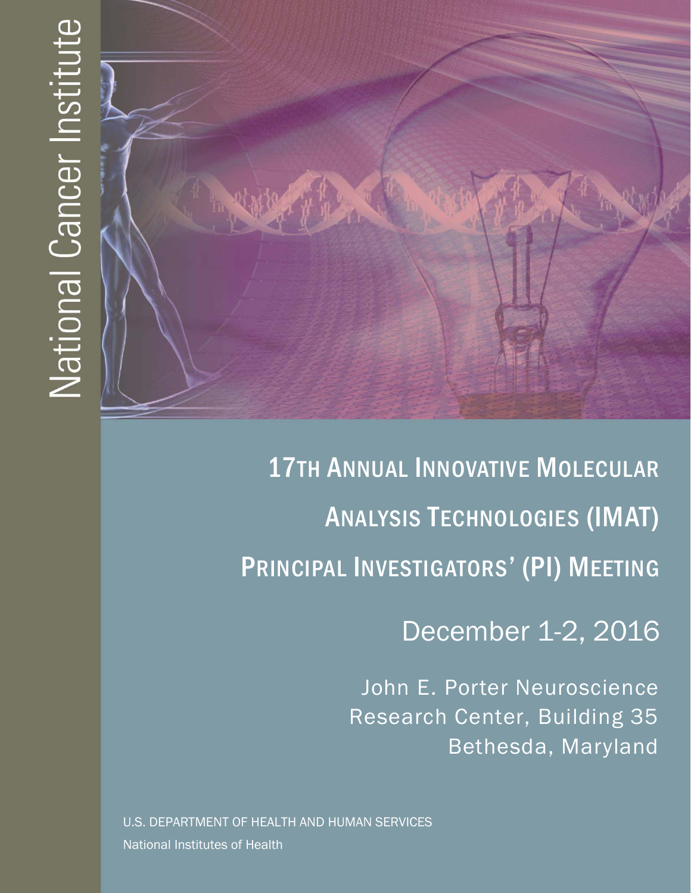National Cancer Institute

# 17th Annual Innovative Molecular Analysis Technologies (IMAT) Principal Investigators' (PI) Meeting

December 1-2, 2016

John E. Porter Neuroscience Research Center, Building 35
Bethesda, Maryland

U.S. DEPARTMENT OF HEALTH AND HUMAN SERVICES
National Institutes of Health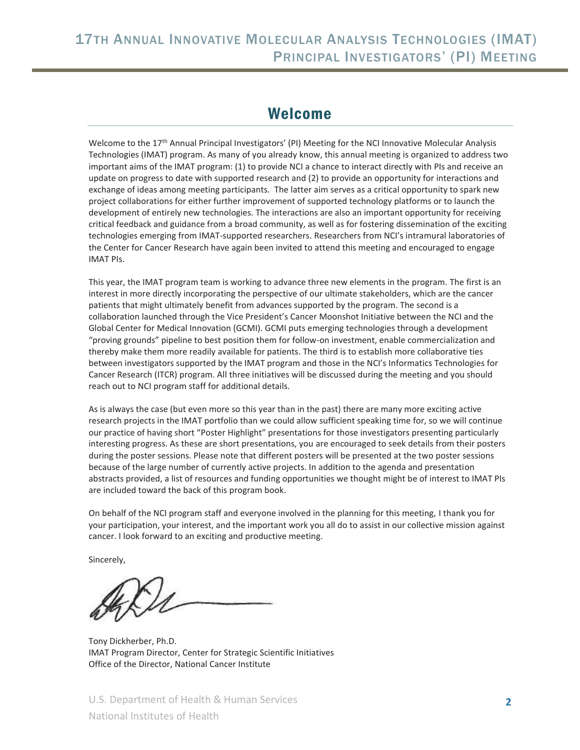# Welcome

Welcome to the 17th Annual Principal Investigators' (PI) Meeting for the NCI Innovative Molecular Analysis Technologies (IMAT) program. As many of you already know, this annual meeting is organized to address two important aims of the IMAT program: (1) to provide NCI a chance to interact directly with PIs and receive an update on progress to date with supported research and (2) to provide an opportunity for interactions and exchange of ideas among meeting participants. The latter aim serves as a critical opportunity to spark new project collaborations for either further improvement of supported technology platforms or to launch the development of entirely new technologies. The interactions are also an important opportunity for receiving critical feedback and guidance from a broad community, as well as for fostering dissemination of the exciting technologies emerging from IMAT-supported researchers. Researchers from NCI's intramural laboratories of the Center for Cancer Research have again been invited to attend this meeting and encouraged to engage IMAT PIs.

This year, the IMAT program team is working to advance three new elements in the program. The first is an interest in more directly incorporating the perspective of our ultimate stakeholders, which are the cancer patients that might ultimately benefit from advances supported by the program. The second is a collaboration launched through the Vice President's Cancer Moonshot Initiative between the NCI and the Global Center for Medical Innovation (GCMI). GCMI puts emerging technologies through a development "proving grounds" pipeline to best position them for follow-on investment, enable commercialization and thereby make them more readily available for patients. The third is to establish more collaborative ties between investigators supported by the IMAT program and those in the NCI's Informatics Technologies for Cancer Research (ITCR) program. All three initiatives will be discussed during the meeting and you should reach out to NCI program staff for additional details.

As is always the case (but even more so this year than in the past) there are many more exciting active research projects in the IMAT portfolio than we could allow sufficient speaking time for, so we will continue our practice of having short "Poster Highlight" presentations for those investigators presenting particularly interesting progress. As these are short presentations, you are encouraged to seek details from their posters during the poster sessions. Please note that different posters will be presented at the two poster sessions because of the large number of currently active projects. In addition to the agenda and presentation abstracts provided, a list of resources and funding opportunities we thought might be of interest to IMAT PIs are included toward the back of this program book.

On behalf of the NCI program staff and everyone involved in the planning for this meeting, I thank you for your participation, your interest, and the important work you all do to assist in our collective mission against cancer. I look forward to an exciting and productive meeting.

Sincerely,

Tony Dickherber, Ph.D.
IMAT Program Director, Center for Strategic Scientific Initiatives
Office of the Director, National Cancer Institute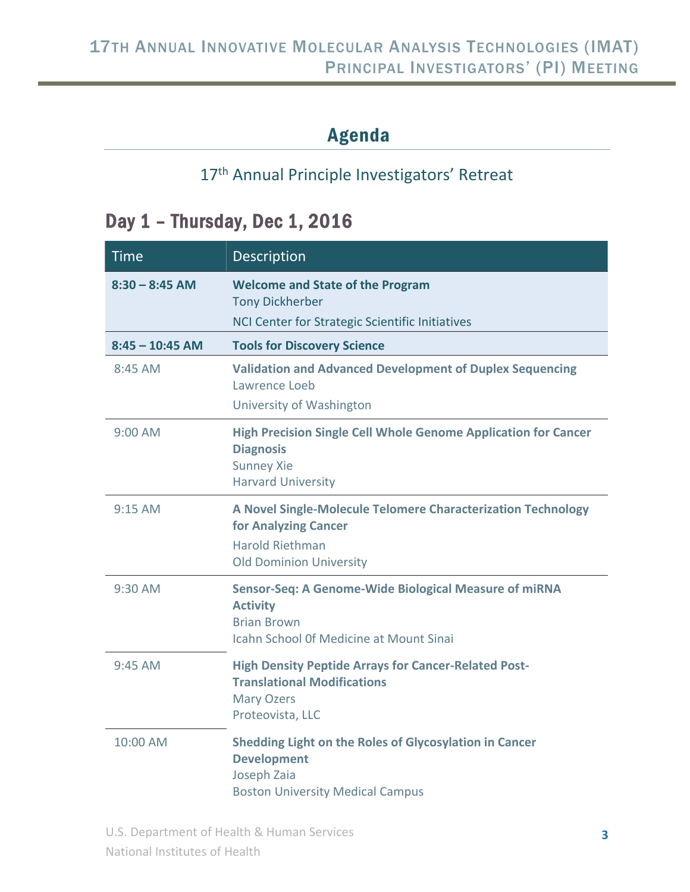# Agenda

17th Annual Principle Investigators' Retreat

## Day 1 – Thursday, Dec 1, 2016

| Time | Description |
| --- | --- |
| **8:30 – 8:45 AM** | **Welcome and State of the Program**<br>Tony Dickherber<br>NCI Center for Strategic Scientific Initiatives |
| **8:45 – 10:45 AM** | **Tools for Discovery Science** |
| 8:45 AM | **Validation and Advanced Development of Duplex Sequencing**<br>Lawrence Loeb<br>University of Washington |
| 9:00 AM | **High Precision Single Cell Whole Genome Application for Cancer Diagnosis**<br>Sunney Xie<br>Harvard University |
| 9:15 AM | **A Novel Single-Molecule Telomere Characterization Technology for Analyzing Cancer**<br>Harold Riethman<br>Old Dominion University |
| 9:30 AM | **Sensor-Seq: A Genome-Wide Biological Measure of miRNA Activity**<br>Brian Brown<br>Icahn School 0f Medicine at Mount Sinai |
| 9:45 AM | **High Density Peptide Arrays for Cancer-Related Post-Translational Modifications**<br>Mary Ozers<br>Proteovista, LLC |
| 10:00 AM | **Shedding Light on the Roles of Glycosylation in Cancer Development**<br>Joseph Zaia<br>Boston University Medical Campus |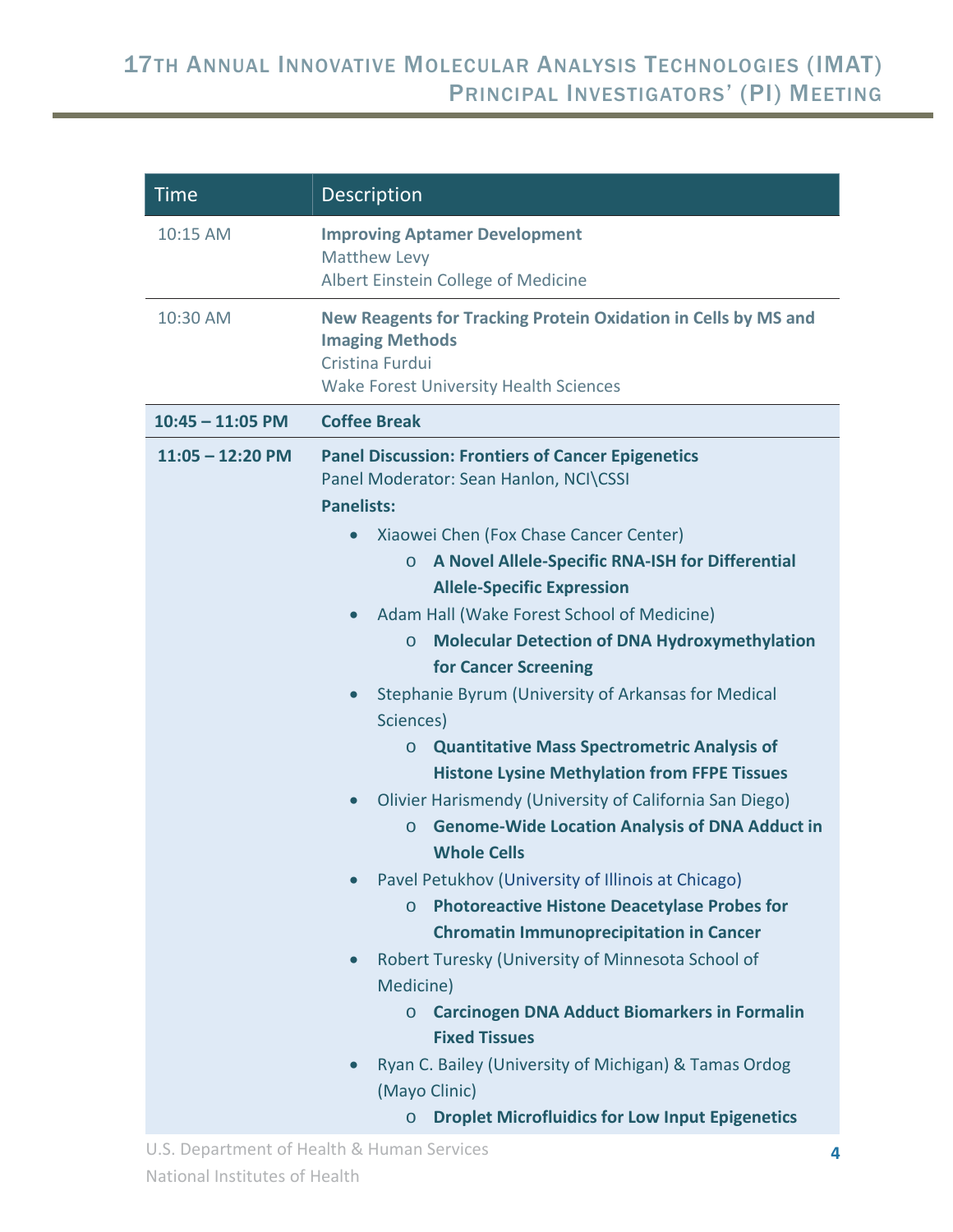| Time | Description |
|---|---|
| 10:15 AM | **Improving Aptamer Development**<br>Matthew Levy<br>Albert Einstein College of Medicine |
| 10:30 AM | **New Reagents for Tracking Protein Oxidation in Cells by MS and Imaging Methods**<br>Cristina Furdui<br>Wake Forest University Health Sciences |
| **10:45 – 11:05 PM** | **Coffee Break** |
| **11:05 – 12:20 PM** | **Panel Discussion: Frontiers of Cancer Epigenetics**<br>Panel Moderator: Sean Hanlon, NCI\CSSI<br>**Panelists:**<br>• Xiaowei Chen (Fox Chase Cancer Center)<br>  o **A Novel Allele-Specific RNA-ISH for Differential Allele-Specific Expression**<br>• Adam Hall (Wake Forest School of Medicine)<br>  o **Molecular Detection of DNA Hydroxymethylation for Cancer Screening**<br>• Stephanie Byrum (University of Arkansas for Medical Sciences)<br>  o **Quantitative Mass Spectrometric Analysis of Histone Lysine Methylation from FFPE Tissues**<br>• Olivier Harismendy (University of California San Diego)<br>  o **Genome-Wide Location Analysis of DNA Adduct in Whole Cells**<br>• Pavel Petukhov (University of Illinois at Chicago)<br>  o **Photoreactive Histone Deacetylase Probes for Chromatin Immunoprecipitation in Cancer**<br>• Robert Turesky (University of Minnesota School of Medicine)<br>  o **Carcinogen DNA Adduct Biomarkers in Formalin Fixed Tissues**<br>• Ryan C. Bailey (University of Michigan) & Tamas Ordog (Mayo Clinic)<br>  o **Droplet Microfluidics for Low Input Epigenetics** |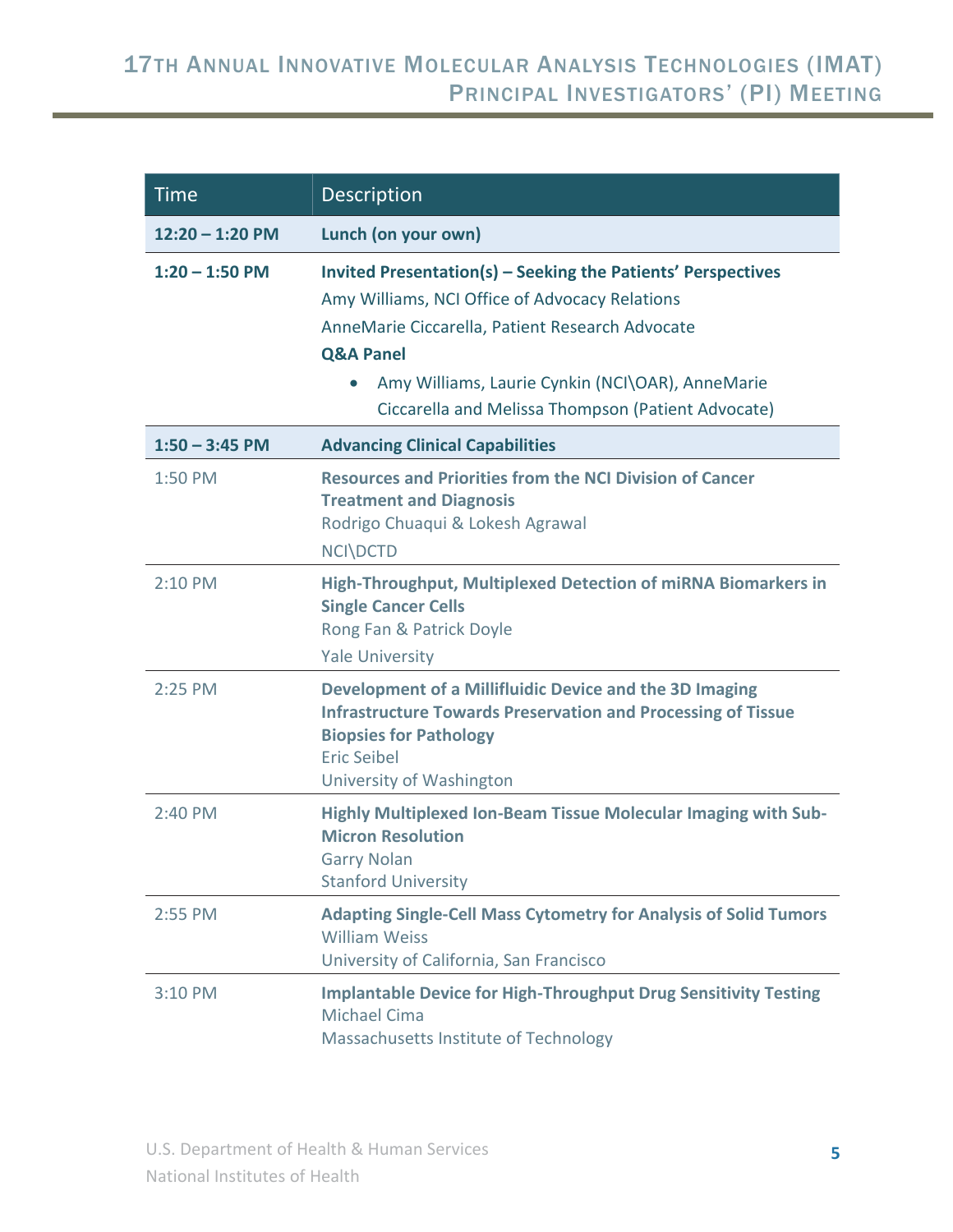| Time | Description |
|---|---|
| **12:20 – 1:20 PM** | **Lunch (on your own)** |
| **1:20 – 1:50 PM** | **Invited Presentation(s) – Seeking the Patients' Perspectives**<br>Amy Williams, NCI Office of Advocacy Relations<br>AnneMarie Ciccarella, Patient Research Advocate<br>**Q&A Panel**<br>• Amy Williams, Laurie Cynkin (NCI\OAR), AnneMarie Ciccarella and Melissa Thompson (Patient Advocate) |
| **1:50 – 3:45 PM** | **Advancing Clinical Capabilities** |
| 1:50 PM | **Resources and Priorities from the NCI Division of Cancer Treatment and Diagnosis**<br>Rodrigo Chuaqui & Lokesh Agrawal<br>NCI\DCTD |
| 2:10 PM | **High-Throughput, Multiplexed Detection of miRNA Biomarkers in Single Cancer Cells**<br>Rong Fan & Patrick Doyle<br>Yale University |
| 2:25 PM | **Development of a Millifluidic Device and the 3D Imaging Infrastructure Towards Preservation and Processing of Tissue Biopsies for Pathology**<br>Eric Seibel<br>University of Washington |
| 2:40 PM | **Highly Multiplexed Ion-Beam Tissue Molecular Imaging with Sub-Micron Resolution**<br>Garry Nolan<br>Stanford University |
| 2:55 PM | **Adapting Single-Cell Mass Cytometry for Analysis of Solid Tumors**<br>William Weiss<br>University of California, San Francisco |
| 3:10 PM | **Implantable Device for High-Throughput Drug Sensitivity Testing**<br>Michael Cima<br>Massachusetts Institute of Technology |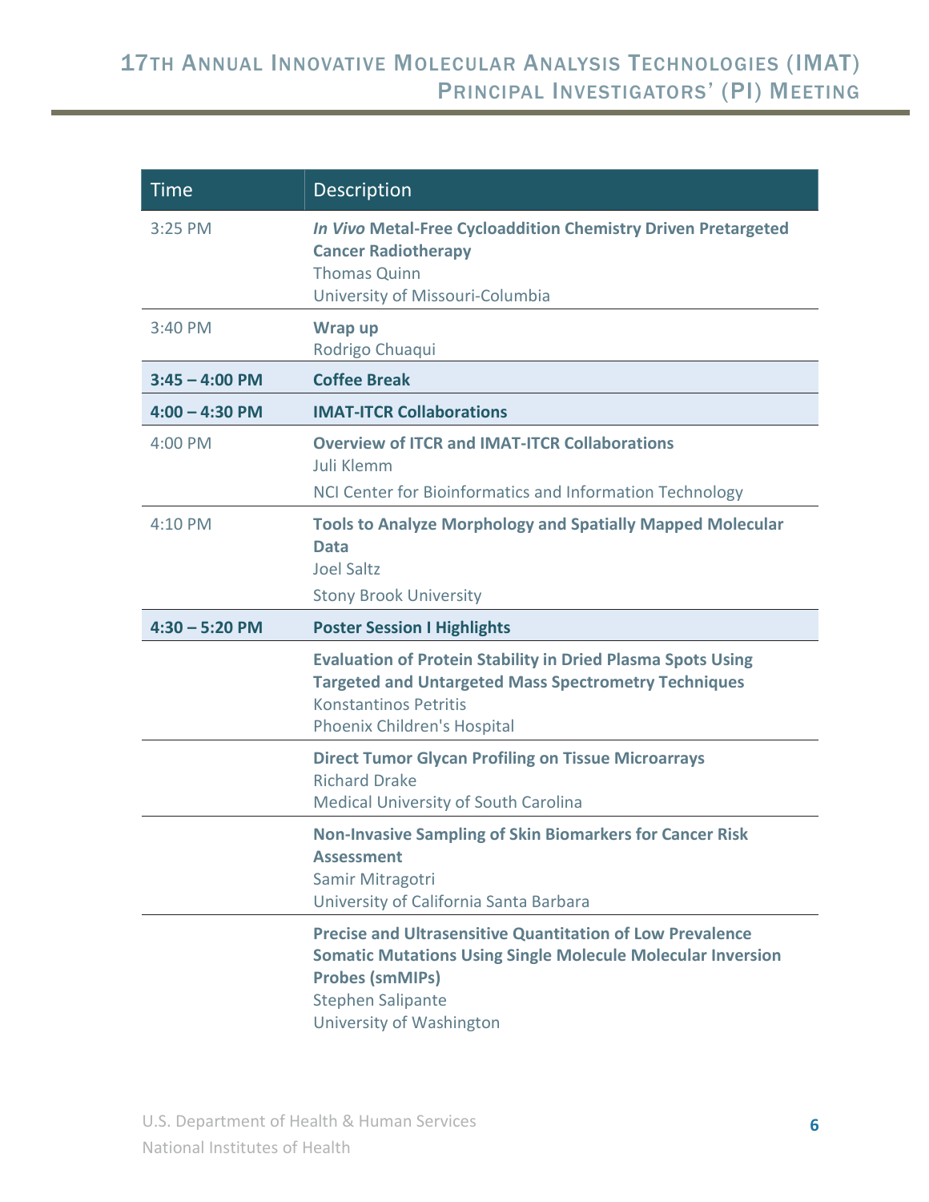| Time | Description |
| --- | --- |
| 3:25 PM | ***In Vivo* Metal-Free Cycloaddition Chemistry Driven Pretargeted Cancer Radiotherapy**<br>Thomas Quinn<br>University of Missouri-Columbia |
| 3:40 PM | **Wrap up**<br>Rodrigo Chuaqui |
| **3:45 – 4:00 PM** | **Coffee Break** |
| **4:00 – 4:30 PM** | **IMAT-ITCR Collaborations** |
| 4:00 PM | **Overview of ITCR and IMAT-ITCR Collaborations**<br>Juli Klemm<br>NCI Center for Bioinformatics and Information Technology |
| 4:10 PM | **Tools to Analyze Morphology and Spatially Mapped Molecular Data**<br>Joel Saltz<br>Stony Brook University |
| **4:30 – 5:20 PM** | **Poster Session I Highlights** |
| | **Evaluation of Protein Stability in Dried Plasma Spots Using Targeted and Untargeted Mass Spectrometry Techniques**<br>Konstantinos Petritis<br>Phoenix Children's Hospital |
| | **Direct Tumor Glycan Profiling on Tissue Microarrays**<br>Richard Drake<br>Medical University of South Carolina |
| | **Non-Invasive Sampling of Skin Biomarkers for Cancer Risk Assessment**<br>Samir Mitragotri<br>University of California Santa Barbara |
| | **Precise and Ultrasensitive Quantitation of Low Prevalence Somatic Mutations Using Single Molecule Molecular Inversion Probes (smMIPs)**<br>Stephen Salipante<br>University of Washington |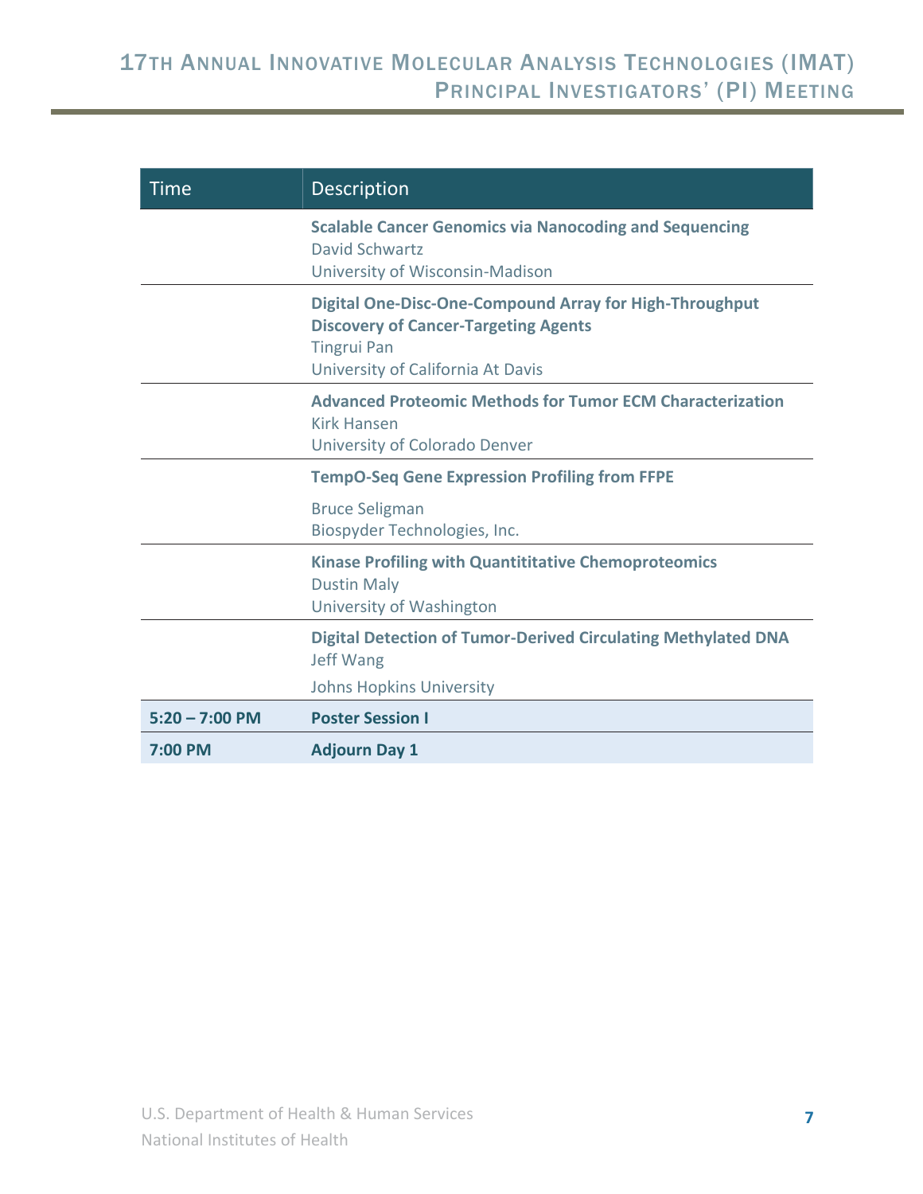| Time | Description |
|---|---|
| | **Scalable Cancer Genomics via Nanocoding and Sequencing**<br>David Schwartz<br>University of Wisconsin-Madison |
| | **Digital One-Disc-One-Compound Array for High-Throughput Discovery of Cancer-Targeting Agents**<br>Tingrui Pan<br>University of California At Davis |
| | **Advanced Proteomic Methods for Tumor ECM Characterization**<br>Kirk Hansen<br>University of Colorado Denver |
| | **TempO-Seq Gene Expression Profiling from FFPE**<br>Bruce Seligman<br>Biospyder Technologies, Inc. |
| | **Kinase Profiling with Quantititative Chemoproteomics**<br>Dustin Maly<br>University of Washington |
| | **Digital Detection of Tumor-Derived Circulating Methylated DNA**<br>Jeff Wang<br>Johns Hopkins University |
| **5:20 – 7:00 PM** | **Poster Session I** |
| **7:00 PM** | **Adjourn Day 1** |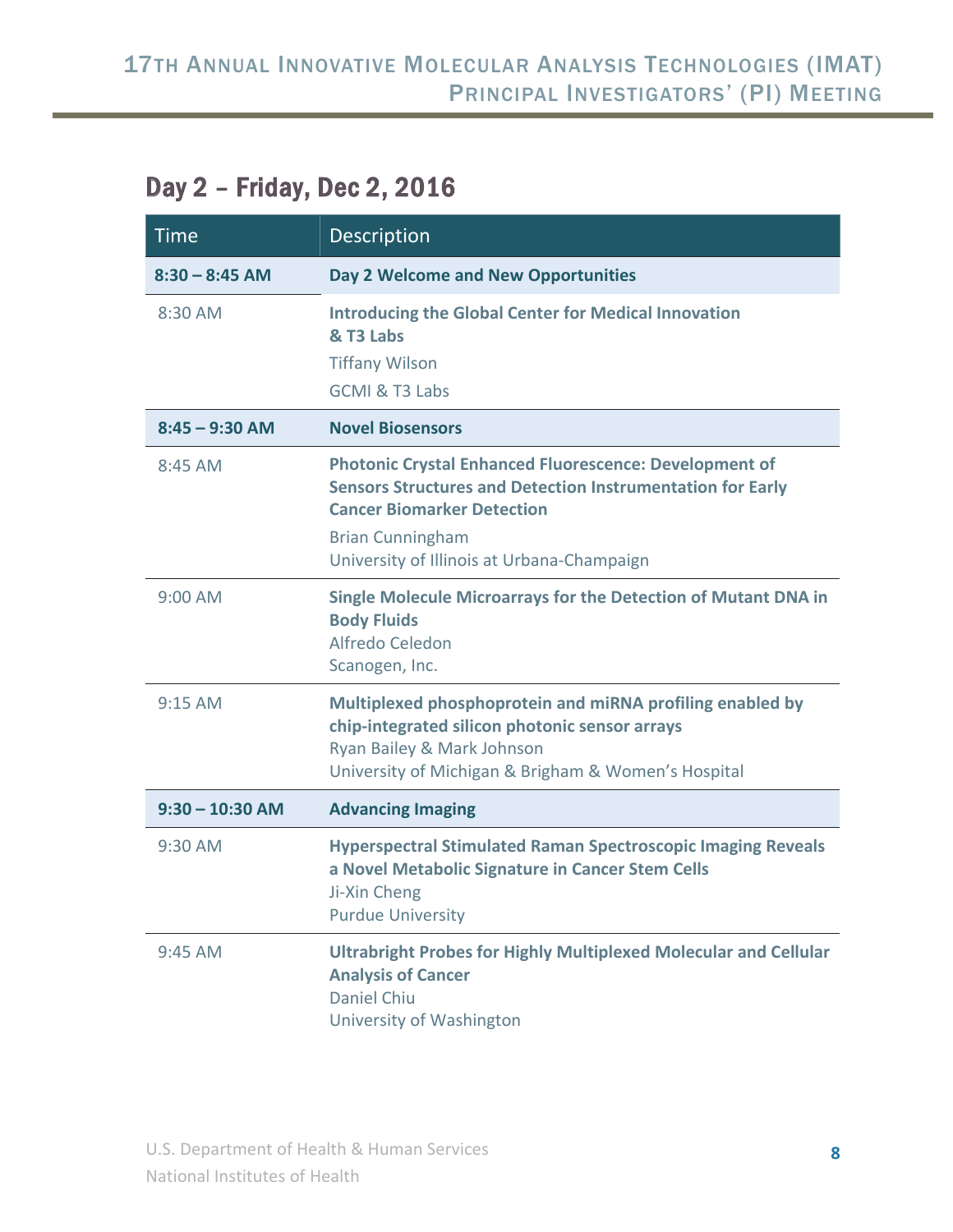## Day 2 – Friday, Dec 2, 2016

| Time | Description |
|---|---|
| **8:30 – 8:45 AM** | **Day 2 Welcome and New Opportunities** |
| 8:30 AM | **Introducing the Global Center for Medical Innovation & T3 Labs**<br>Tiffany Wilson<br>GCMI & T3 Labs |
| **8:45 – 9:30 AM** | **Novel Biosensors** |
| 8:45 AM | **Photonic Crystal Enhanced Fluorescence: Development of Sensors Structures and Detection Instrumentation for Early Cancer Biomarker Detection**<br>Brian Cunningham<br>University of Illinois at Urbana-Champaign |
| 9:00 AM | **Single Molecule Microarrays for the Detection of Mutant DNA in Body Fluids**<br>Alfredo Celedon<br>Scanogen, Inc. |
| 9:15 AM | **Multiplexed phosphoprotein and miRNA profiling enabled by chip-integrated silicon photonic sensor arrays**<br>Ryan Bailey & Mark Johnson<br>University of Michigan & Brigham & Women's Hospital |
| **9:30 – 10:30 AM** | **Advancing Imaging** |
| 9:30 AM | **Hyperspectral Stimulated Raman Spectroscopic Imaging Reveals a Novel Metabolic Signature in Cancer Stem Cells**<br>Ji-Xin Cheng<br>Purdue University |
| 9:45 AM | **Ultrabright Probes for Highly Multiplexed Molecular and Cellular Analysis of Cancer**<br>Daniel Chiu<br>University of Washington |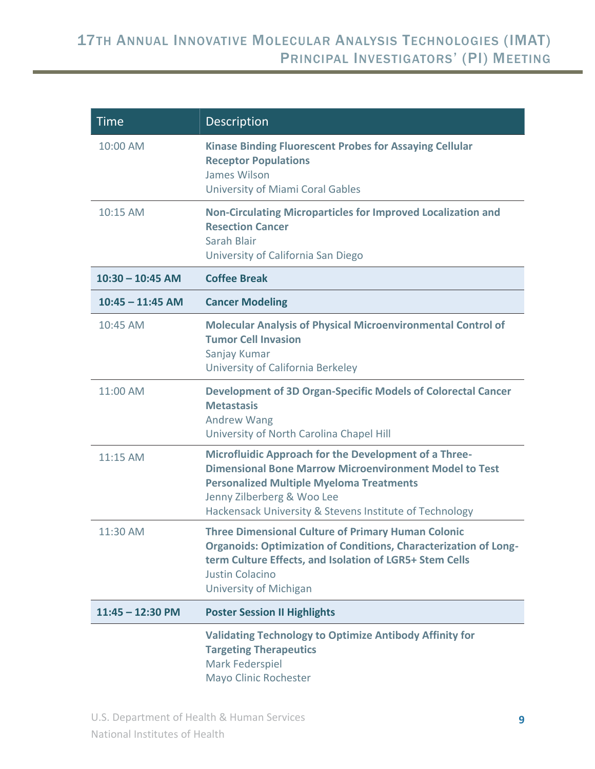| Time | Description |
|---|---|
| 10:00 AM | **Kinase Binding Fluorescent Probes for Assaying Cellular Receptor Populations**<br>James Wilson<br>University of Miami Coral Gables |
| 10:15 AM | **Non-Circulating Microparticles for Improved Localization and Resection Cancer**<br>Sarah Blair<br>University of California San Diego |
| **10:30 – 10:45 AM** | **Coffee Break** |
| **10:45 – 11:45 AM** | **Cancer Modeling** |
| 10:45 AM | **Molecular Analysis of Physical Microenvironmental Control of Tumor Cell Invasion**<br>Sanjay Kumar<br>University of California Berkeley |
| 11:00 AM | **Development of 3D Organ-Specific Models of Colorectal Cancer Metastasis**<br>Andrew Wang<br>University of North Carolina Chapel Hill |
| 11:15 AM | **Microfluidic Approach for the Development of a Three-Dimensional Bone Marrow Microenvironment Model to Test Personalized Multiple Myeloma Treatments**<br>Jenny Zilberberg & Woo Lee<br>Hackensack University & Stevens Institute of Technology |
| 11:30 AM | **Three Dimensional Culture of Primary Human Colonic Organoids: Optimization of Conditions, Characterization of Long-term Culture Effects, and Isolation of LGR5+ Stem Cells**<br>Justin Colacino<br>University of Michigan |
| **11:45 – 12:30 PM** | **Poster Session II Highlights** |
| | **Validating Technology to Optimize Antibody Affinity for Targeting Therapeutics**<br>Mark Federspiel<br>Mayo Clinic Rochester |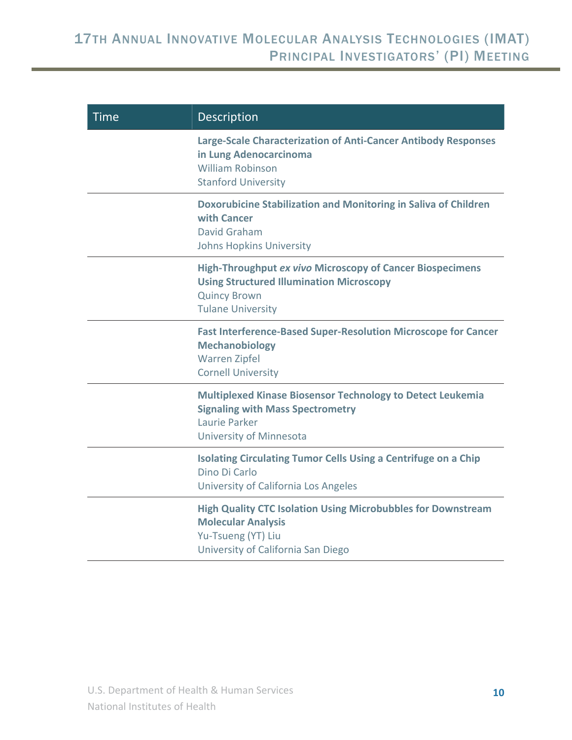| Time | Description |
| --- | --- |
| | **Large-Scale Characterization of Anti-Cancer Antibody Responses in Lung Adenocarcinoma**<br>William Robinson<br>Stanford University |
| | **Doxorubicine Stabilization and Monitoring in Saliva of Children with Cancer**<br>David Graham<br>Johns Hopkins University |
| | **High-Throughput *ex vivo* Microscopy of Cancer Biospecimens Using Structured Illumination Microscopy**<br>Quincy Brown<br>Tulane University |
| | **Fast Interference-Based Super-Resolution Microscope for Cancer Mechanobiology**<br>Warren Zipfel<br>Cornell University |
| | **Multiplexed Kinase Biosensor Technology to Detect Leukemia Signaling with Mass Spectrometry**<br>Laurie Parker<br>University of Minnesota |
| | **Isolating Circulating Tumor Cells Using a Centrifuge on a Chip**<br>Dino Di Carlo<br>University of California Los Angeles |
| | **High Quality CTC Isolation Using Microbubbles for Downstream Molecular Analysis**<br>Yu-Tsueng (YT) Liu<br>University of California San Diego |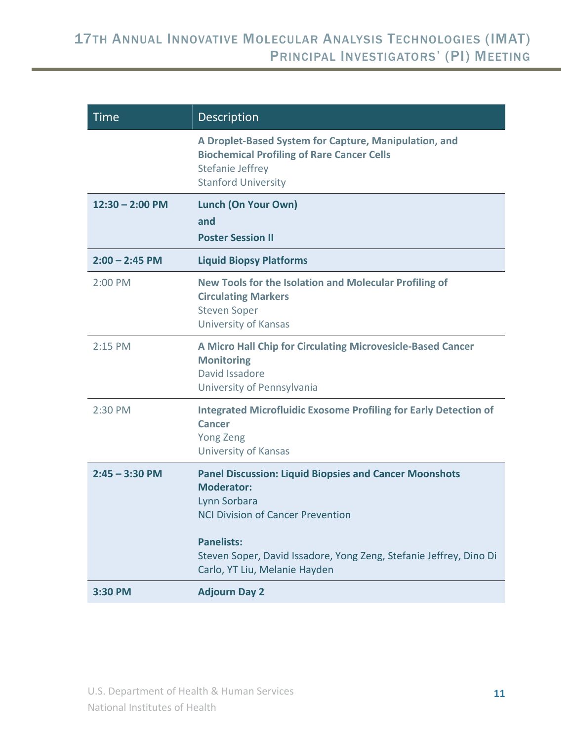| Time | Description |
|---|---|
| | **A Droplet-Based System for Capture, Manipulation, and Biochemical Profiling of Rare Cancer Cells**<br>Stefanie Jeffrey<br>Stanford University |
| **12:30 – 2:00 PM** | **Lunch (On Your Own)**<br>**and**<br>**Poster Session II** |
| **2:00 – 2:45 PM** | **Liquid Biopsy Platforms** |
| 2:00 PM | **New Tools for the Isolation and Molecular Profiling of Circulating Markers**<br>Steven Soper<br>University of Kansas |
| 2:15 PM | **A Micro Hall Chip for Circulating Microvesicle-Based Cancer Monitoring**<br>David Issadore<br>University of Pennsylvania |
| 2:30 PM | **Integrated Microfluidic Exosome Profiling for Early Detection of Cancer**<br>Yong Zeng<br>University of Kansas |
| **2:45 – 3:30 PM** | **Panel Discussion: Liquid Biopsies and Cancer Moonshots**<br>**Moderator:**<br>Lynn Sorbara<br>NCI Division of Cancer Prevention<br><br>**Panelists:**<br>Steven Soper, David Issadore, Yong Zeng, Stefanie Jeffrey, Dino Di Carlo, YT Liu, Melanie Hayden |
| **3:30 PM** | **Adjourn Day 2** |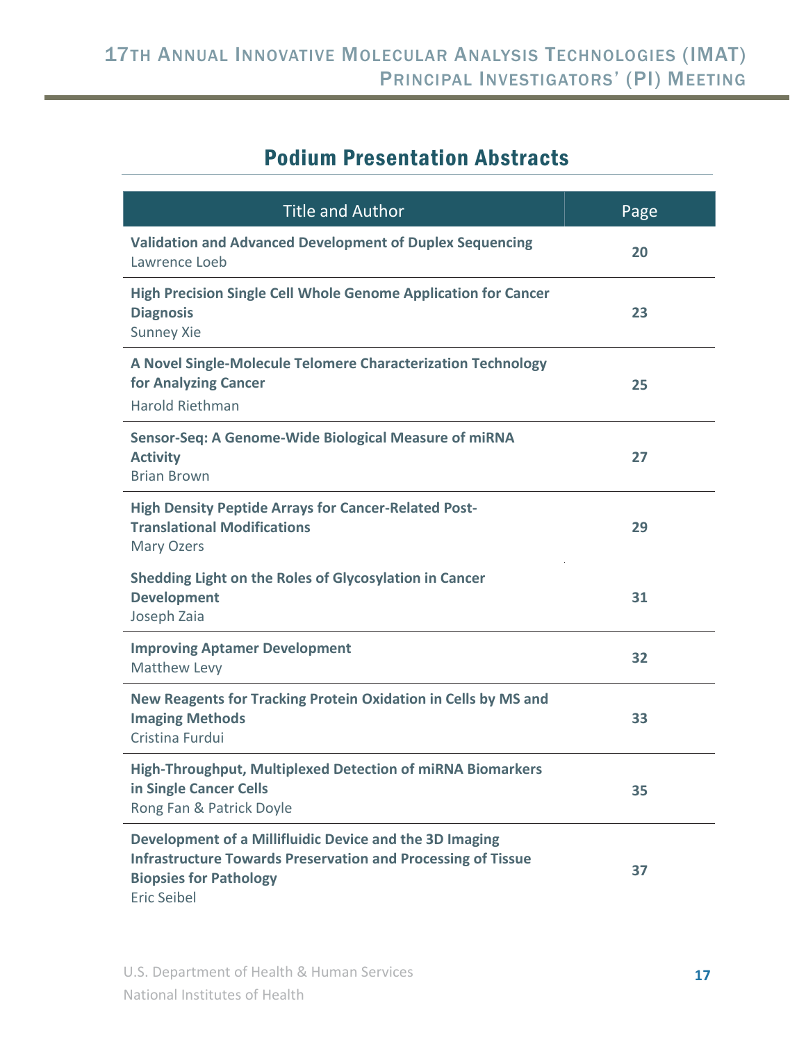## Podium Presentation Abstracts

| Title and Author | Page |
|---|---|
| **Validation and Advanced Development of Duplex Sequencing** Lawrence Loeb | 20 |
| **High Precision Single Cell Whole Genome Application for Cancer Diagnosis** Sunney Xie | 23 |
| **A Novel Single-Molecule Telomere Characterization Technology for Analyzing Cancer** Harold Riethman | 25 |
| **Sensor-Seq: A Genome-Wide Biological Measure of miRNA Activity** Brian Brown | 27 |
| **High Density Peptide Arrays for Cancer-Related Post-Translational Modifications** Mary Ozers | 29 |
| **Shedding Light on the Roles of Glycosylation in Cancer Development** Joseph Zaia | 31 |
| **Improving Aptamer Development** Matthew Levy | 32 |
| **New Reagents for Tracking Protein Oxidation in Cells by MS and Imaging Methods** Cristina Furdui | 33 |
| **High-Throughput, Multiplexed Detection of miRNA Biomarkers in Single Cancer Cells** Rong Fan & Patrick Doyle | 35 |
| **Development of a Millifluidic Device and the 3D Imaging Infrastructure Towards Preservation and Processing of Tissue Biopsies for Pathology** Eric Seibel | 37 |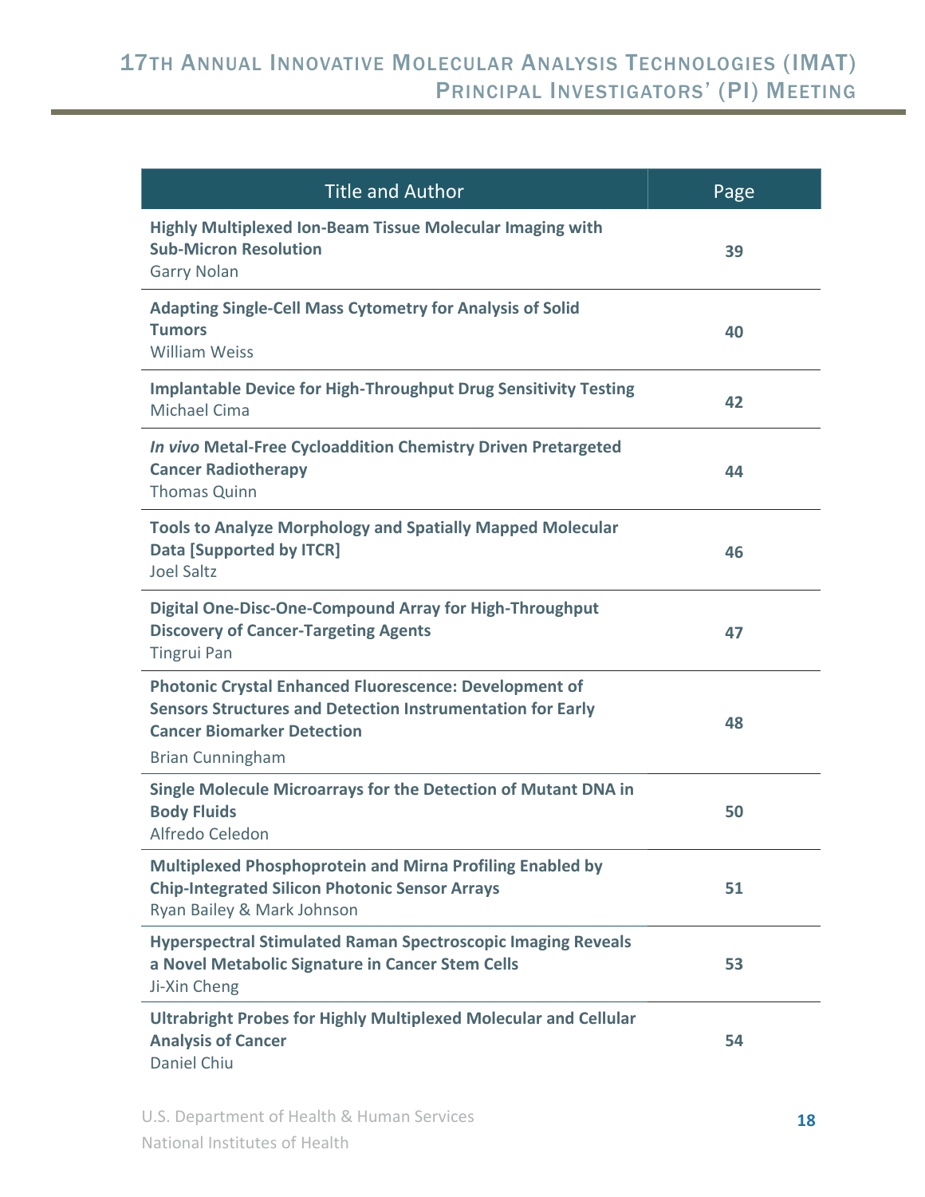| Title and Author | Page |
|---|---|
| **Highly Multiplexed Ion-Beam Tissue Molecular Imaging with Sub-Micron Resolution**<br>Garry Nolan | **39** |
| **Adapting Single-Cell Mass Cytometry for Analysis of Solid Tumors**<br>William Weiss | **40** |
| **Implantable Device for High-Throughput Drug Sensitivity Testing**<br>Michael Cima | **42** |
| ***In vivo* Metal-Free Cycloaddition Chemistry Driven Pretargeted Cancer Radiotherapy**<br>Thomas Quinn | **44** |
| **Tools to Analyze Morphology and Spatially Mapped Molecular Data [Supported by ITCR]**<br>Joel Saltz | **46** |
| **Digital One-Disc-One-Compound Array for High-Throughput Discovery of Cancer-Targeting Agents**<br>Tingrui Pan | **47** |
| **Photonic Crystal Enhanced Fluorescence: Development of Sensors Structures and Detection Instrumentation for Early Cancer Biomarker Detection**<br>Brian Cunningham | **48** |
| **Single Molecule Microarrays for the Detection of Mutant DNA in Body Fluids**<br>Alfredo Celedon | **50** |
| **Multiplexed Phosphoprotein and Mirna Profiling Enabled by Chip-Integrated Silicon Photonic Sensor Arrays**<br>Ryan Bailey & Mark Johnson | **51** |
| **Hyperspectral Stimulated Raman Spectroscopic Imaging Reveals a Novel Metabolic Signature in Cancer Stem Cells**<br>Ji-Xin Cheng | **53** |
| **Ultrabright Probes for Highly Multiplexed Molecular and Cellular Analysis of Cancer**<br>Daniel Chiu | **54** |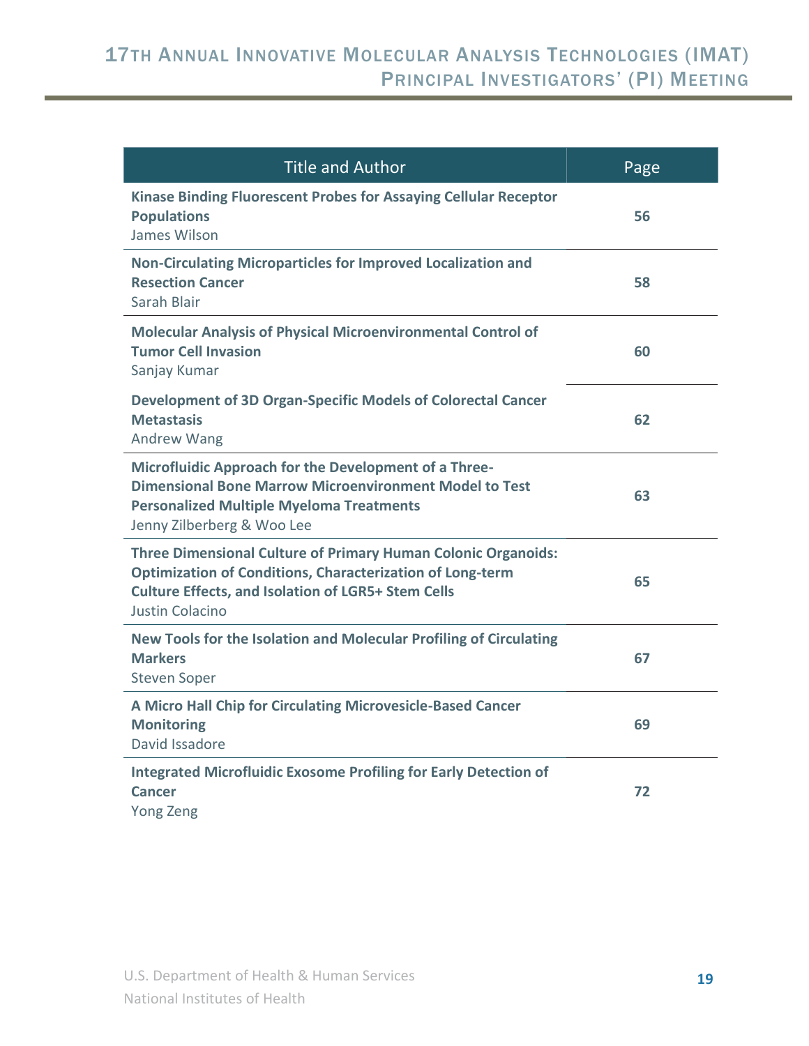| Title and Author | Page |
|---|---|
| **Kinase Binding Fluorescent Probes for Assaying Cellular Receptor Populations** James Wilson | **56** |
| **Non-Circulating Microparticles for Improved Localization and Resection Cancer** Sarah Blair | **58** |
| **Molecular Analysis of Physical Microenvironmental Control of Tumor Cell Invasion** Sanjay Kumar | **60** |
| **Development of 3D Organ-Specific Models of Colorectal Cancer Metastasis** Andrew Wang | **62** |
| **Microfluidic Approach for the Development of a Three-Dimensional Bone Marrow Microenvironment Model to Test Personalized Multiple Myeloma Treatments** Jenny Zilberberg & Woo Lee | **63** |
| **Three Dimensional Culture of Primary Human Colonic Organoids: Optimization of Conditions, Characterization of Long-term Culture Effects, and Isolation of LGR5+ Stem Cells** Justin Colacino | **65** |
| **New Tools for the Isolation and Molecular Profiling of Circulating Markers** Steven Soper | **67** |
| **A Micro Hall Chip for Circulating Microvesicle-Based Cancer Monitoring** David Issadore | **69** |
| **Integrated Microfluidic Exosome Profiling for Early Detection of Cancer** Yong Zeng | **72** |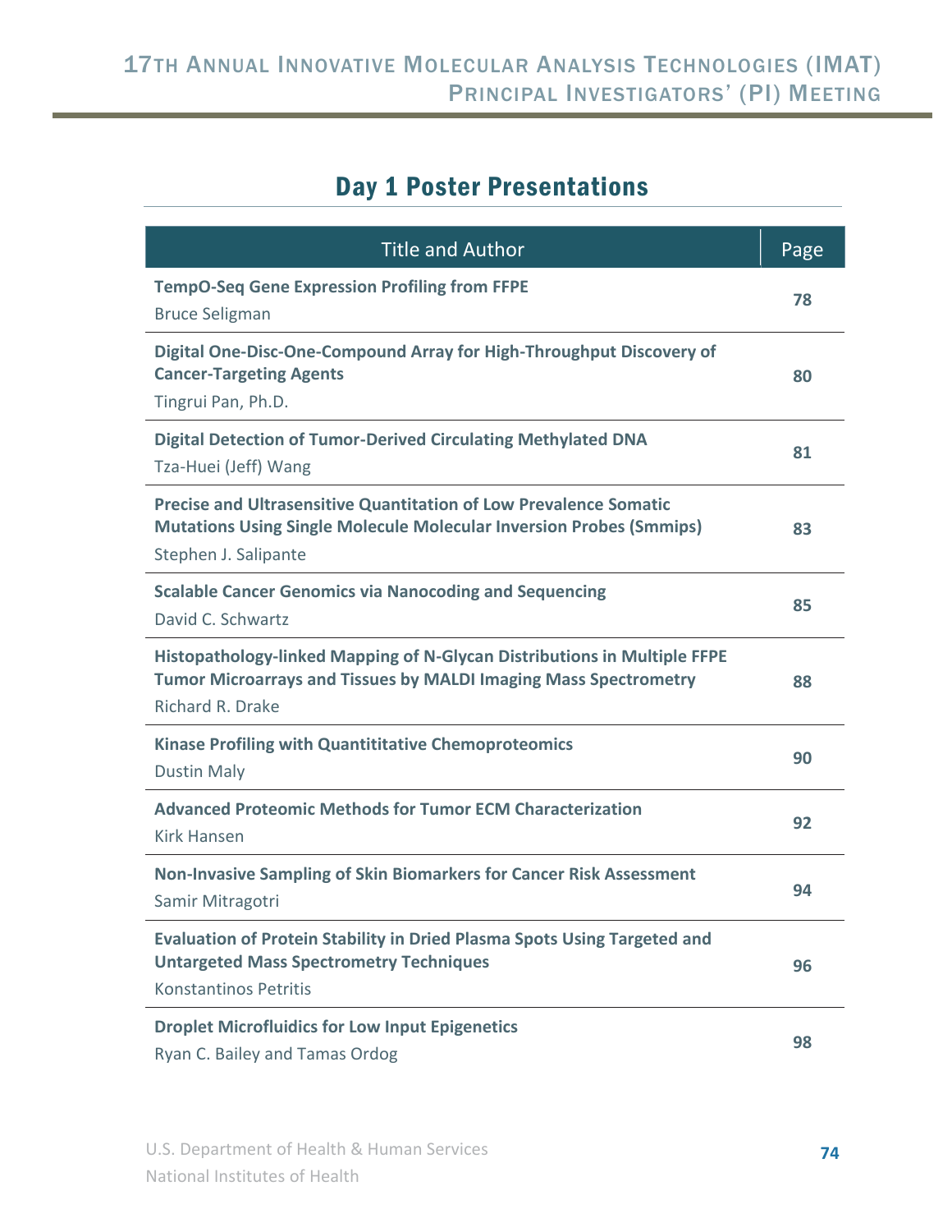## Day 1 Poster Presentations

| Title and Author | Page |
|---|---|
| **TempO-Seq Gene Expression Profiling from FFPE**<br>Bruce Seligman | **78** |
| **Digital One-Disc-One-Compound Array for High-Throughput Discovery of Cancer-Targeting Agents**<br>Tingrui Pan, Ph.D. | **80** |
| **Digital Detection of Tumor-Derived Circulating Methylated DNA**<br>Tza-Huei (Jeff) Wang | **81** |
| **Precise and Ultrasensitive Quantitation of Low Prevalence Somatic Mutations Using Single Molecule Molecular Inversion Probes (Smmips)**<br>Stephen J. Salipante | **83** |
| **Scalable Cancer Genomics via Nanocoding and Sequencing**<br>David C. Schwartz | **85** |
| **Histopathology-linked Mapping of N-Glycan Distributions in Multiple FFPE Tumor Microarrays and Tissues by MALDI Imaging Mass Spectrometry**<br>Richard R. Drake | **88** |
| **Kinase Profiling with Quantititative Chemoproteomics**<br>Dustin Maly | **90** |
| **Advanced Proteomic Methods for Tumor ECM Characterization**<br>Kirk Hansen | **92** |
| **Non-Invasive Sampling of Skin Biomarkers for Cancer Risk Assessment**<br>Samir Mitragotri | **94** |
| **Evaluation of Protein Stability in Dried Plasma Spots Using Targeted and Untargeted Mass Spectrometry Techniques**<br>Konstantinos Petritis | **96** |
| **Droplet Microfluidics for Low Input Epigenetics**<br>Ryan C. Bailey and Tamas Ordog | **98** |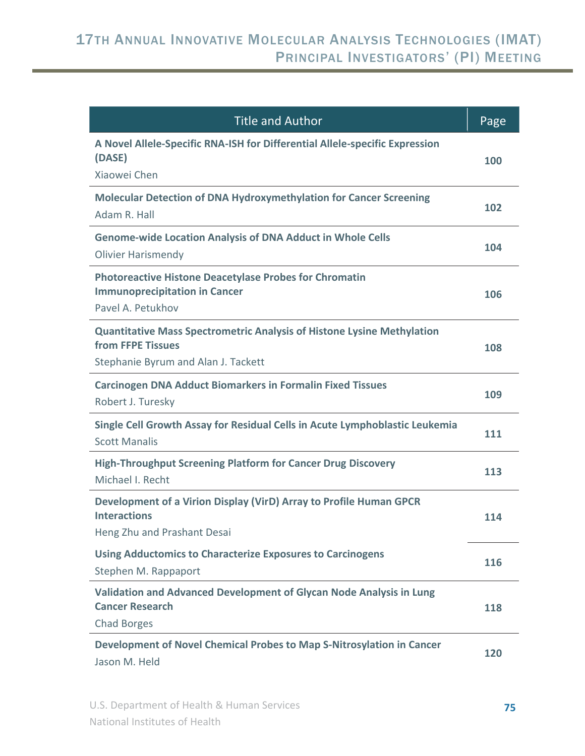| Title and Author | Page |
|---|---|
| **A Novel Allele-Specific RNA-ISH for Differential Allele-specific Expression (DASE)**<br>Xiaowei Chen | **100** |
| **Molecular Detection of DNA Hydroxymethylation for Cancer Screening**<br>Adam R. Hall | **102** |
| **Genome-wide Location Analysis of DNA Adduct in Whole Cells**<br>Olivier Harismendy | **104** |
| **Photoreactive Histone Deacetylase Probes for Chromatin Immunoprecipitation in Cancer**<br>Pavel A. Petukhov | **106** |
| **Quantitative Mass Spectrometric Analysis of Histone Lysine Methylation from FFPE Tissues**<br>Stephanie Byrum and Alan J. Tackett | **108** |
| **Carcinogen DNA Adduct Biomarkers in Formalin Fixed Tissues**<br>Robert J. Turesky | **109** |
| **Single Cell Growth Assay for Residual Cells in Acute Lymphoblastic Leukemia**<br>Scott Manalis | **111** |
| **High-Throughput Screening Platform for Cancer Drug Discovery**<br>Michael I. Recht | **113** |
| **Development of a Virion Display (VirD) Array to Profile Human GPCR Interactions**<br>Heng Zhu and Prashant Desai | **114** |
| **Using Adductomics to Characterize Exposures to Carcinogens**<br>Stephen M. Rappaport | **116** |
| **Validation and Advanced Development of Glycan Node Analysis in Lung Cancer Research**<br>Chad Borges | **118** |
| **Development of Novel Chemical Probes to Map S-Nitrosylation in Cancer**<br>Jason M. Held | **120** |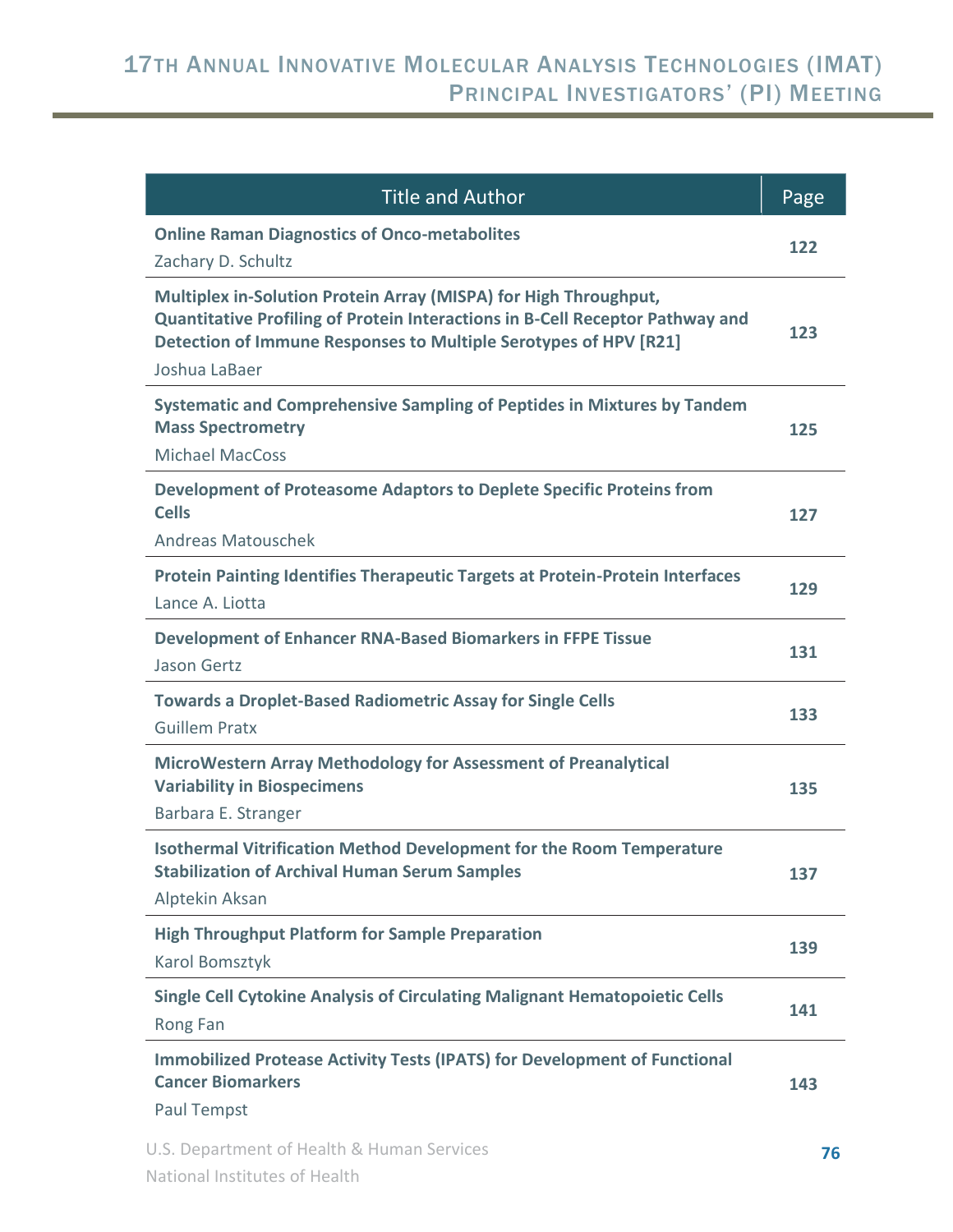| Title and Author | Page |
|---|---|
| **Online Raman Diagnostics of Onco-metabolites**<br>Zachary D. Schultz | 122 |
| **Multiplex in-Solution Protein Array (MISPA) for High Throughput, Quantitative Profiling of Protein Interactions in B-Cell Receptor Pathway and Detection of Immune Responses to Multiple Serotypes of HPV [R21]**<br>Joshua LaBaer | 123 |
| **Systematic and Comprehensive Sampling of Peptides in Mixtures by Tandem Mass Spectrometry**<br>Michael MacCoss | 125 |
| **Development of Proteasome Adaptors to Deplete Specific Proteins from Cells**<br>Andreas Matouschek | 127 |
| **Protein Painting Identifies Therapeutic Targets at Protein-Protein Interfaces**<br>Lance A. Liotta | 129 |
| **Development of Enhancer RNA-Based Biomarkers in FFPE Tissue**<br>Jason Gertz | 131 |
| **Towards a Droplet-Based Radiometric Assay for Single Cells**<br>Guillem Pratx | 133 |
| **MicroWestern Array Methodology for Assessment of Preanalytical Variability in Biospecimens**<br>Barbara E. Stranger | 135 |
| **Isothermal Vitrification Method Development for the Room Temperature Stabilization of Archival Human Serum Samples**<br>Alptekin Aksan | 137 |
| **High Throughput Platform for Sample Preparation**<br>Karol Bomsztyk | 139 |
| **Single Cell Cytokine Analysis of Circulating Malignant Hematopoietic Cells**<br>Rong Fan | 141 |
| **Immobilized Protease Activity Tests (IPATS) for Development of Functional Cancer Biomarkers**<br>Paul Tempst | 143 |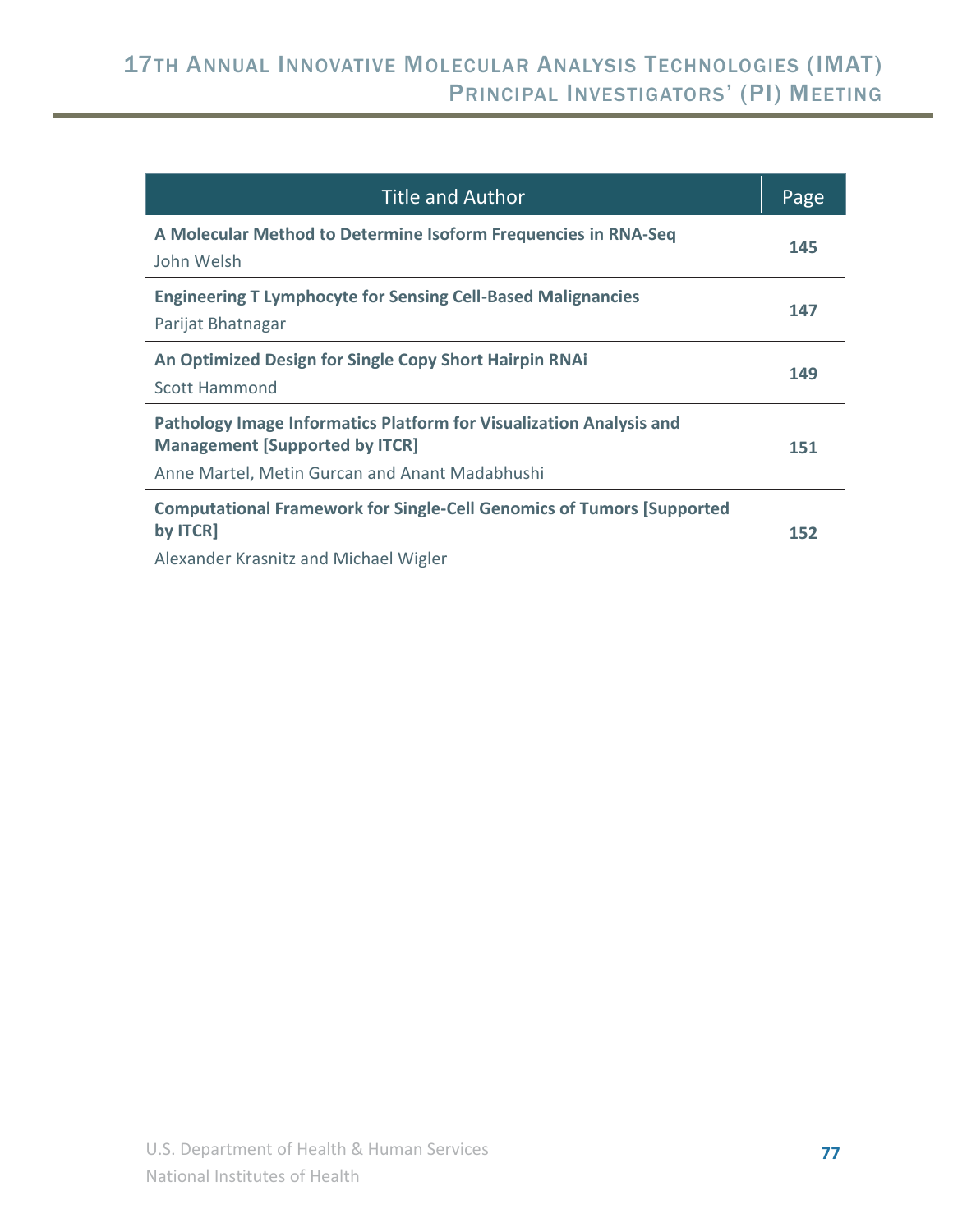| Title and Author | Page |
| --- | --- |
| **A Molecular Method to Determine Isoform Frequencies in RNA-Seq**<br>John Welsh | **145** |
| **Engineering T Lymphocyte for Sensing Cell-Based Malignancies**<br>Parijat Bhatnagar | **147** |
| **An Optimized Design for Single Copy Short Hairpin RNAi**<br>Scott Hammond | **149** |
| **Pathology Image Informatics Platform for Visualization Analysis and Management [Supported by ITCR]**<br>Anne Martel, Metin Gurcan and Anant Madabhushi | **151** |
| **Computational Framework for Single-Cell Genomics of Tumors [Supported by ITCR]**<br>Alexander Krasnitz and Michael Wigler | **152** |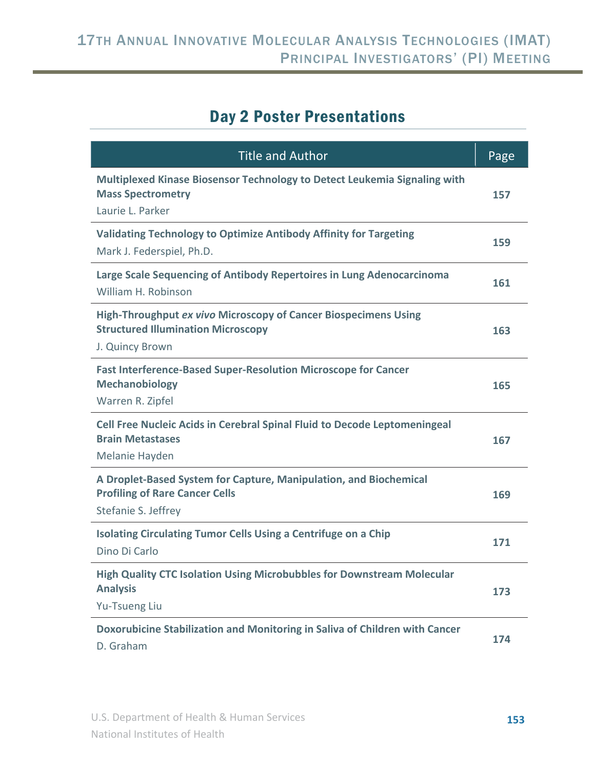## Day 2 Poster Presentations

| Title and Author | Page |
|---|---|
| **Multiplexed Kinase Biosensor Technology to Detect Leukemia Signaling with Mass Spectrometry**<br>Laurie L. Parker | **157** |
| **Validating Technology to Optimize Antibody Affinity for Targeting**<br>Mark J. Federspiel, Ph.D. | **159** |
| **Large Scale Sequencing of Antibody Repertoires in Lung Adenocarcinoma**<br>William H. Robinson | **161** |
| **High-Throughput *ex vivo* Microscopy of Cancer Biospecimens Using Structured Illumination Microscopy**<br>J. Quincy Brown | **163** |
| **Fast Interference-Based Super-Resolution Microscope for Cancer Mechanobiology**<br>Warren R. Zipfel | **165** |
| **Cell Free Nucleic Acids in Cerebral Spinal Fluid to Decode Leptomeningeal Brain Metastases**<br>Melanie Hayden | **167** |
| **A Droplet-Based System for Capture, Manipulation, and Biochemical Profiling of Rare Cancer Cells**<br>Stefanie S. Jeffrey | **169** |
| **Isolating Circulating Tumor Cells Using a Centrifuge on a Chip**<br>Dino Di Carlo | **171** |
| **High Quality CTC Isolation Using Microbubbles for Downstream Molecular Analysis**<br>Yu-Tsueng Liu | **173** |
| **Doxorubicine Stabilization and Monitoring in Saliva of Children with Cancer**<br>D. Graham | **174** |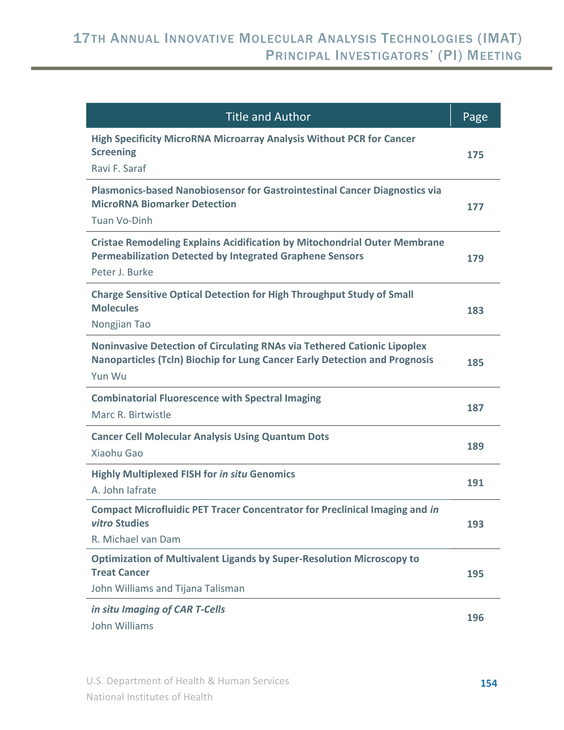| Title and Author | Page |
|---|---|
| **High Specificity MicroRNA Microarray Analysis Without PCR for Cancer Screening**<br>Ravi F. Saraf | 175 |
| **Plasmonics-based Nanobiosensor for Gastrointestinal Cancer Diagnostics via MicroRNA Biomarker Detection**<br>Tuan Vo-Dinh | 177 |
| **Cristae Remodeling Explains Acidification by Mitochondrial Outer Membrane Permeabilization Detected by Integrated Graphene Sensors**<br>Peter J. Burke | 179 |
| **Charge Sensitive Optical Detection for High Throughput Study of Small Molecules**<br>Nongjian Tao | 183 |
| **Noninvasive Detection of Circulating RNAs via Tethered Cationic Lipoplex Nanoparticles (Tcln) Biochip for Lung Cancer Early Detection and Prognosis**<br>Yun Wu | 185 |
| **Combinatorial Fluorescence with Spectral Imaging**<br>Marc R. Birtwistle | 187 |
| **Cancer Cell Molecular Analysis Using Quantum Dots**<br>Xiaohu Gao | 189 |
| **Highly Multiplexed FISH for *in situ* Genomics**<br>A. John Iafrate | 191 |
| **Compact Microfluidic PET Tracer Concentrator for Preclinical Imaging and *in vitro* Studies**<br>R. Michael van Dam | 193 |
| **Optimization of Multivalent Ligands by Super-Resolution Microscopy to Treat Cancer**<br>John Williams and Tijana Talisman | 195 |
| ***in situ Imaging of CAR T-Cells***<br>John Williams | 196 |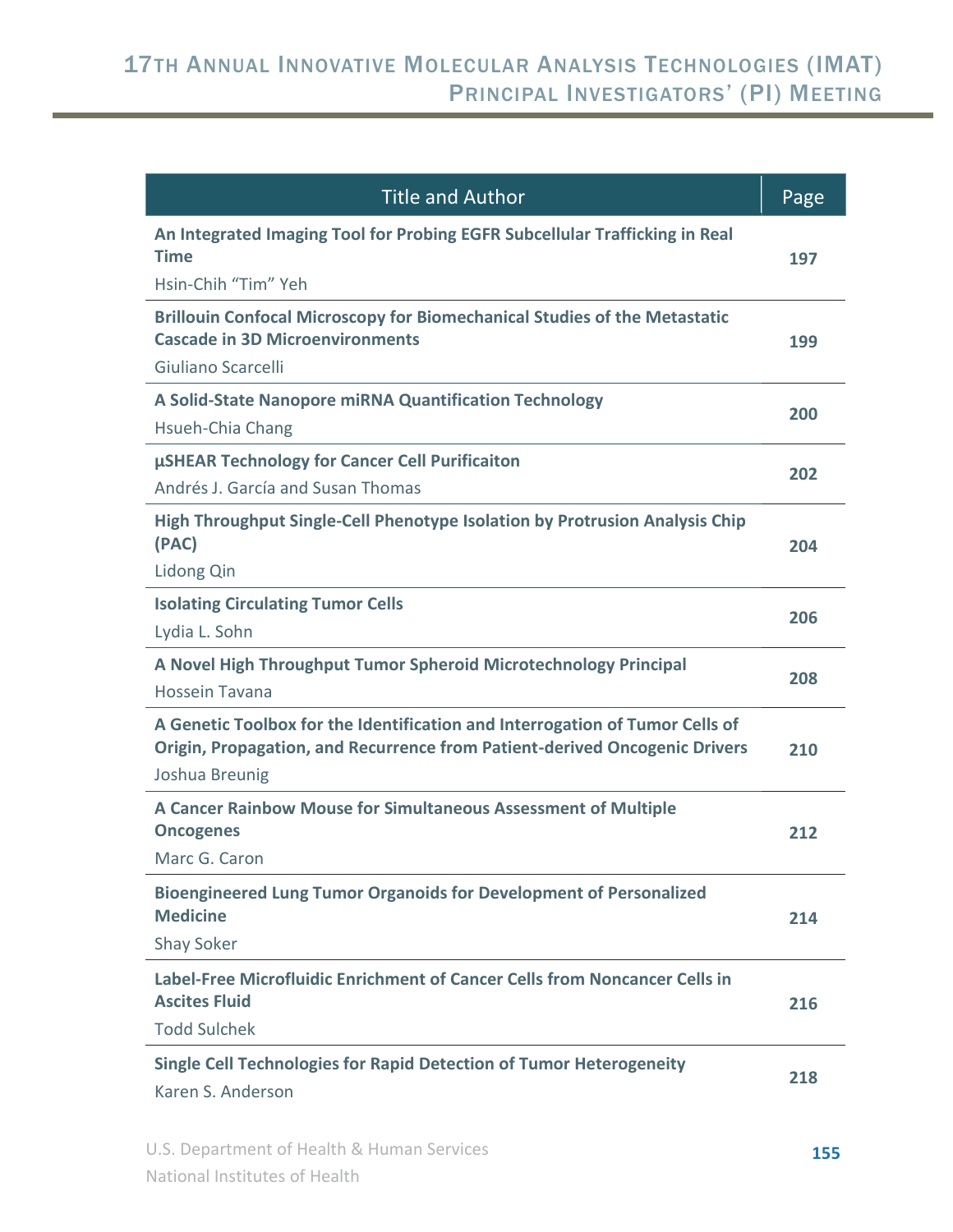| Title and Author | Page |
|---|---|
| **An Integrated Imaging Tool for Probing EGFR Subcellular Trafficking in Real Time**<br>Hsin-Chih "Tim" Yeh | 197 |
| **Brillouin Confocal Microscopy for Biomechanical Studies of the Metastatic Cascade in 3D Microenvironments**<br>Giuliano Scarcelli | 199 |
| **A Solid-State Nanopore miRNA Quantification Technology**<br>Hsueh-Chia Chang | 200 |
| **µSHEAR Technology for Cancer Cell Purificaiton**<br>Andrés J. García and Susan Thomas | 202 |
| **High Throughput Single-Cell Phenotype Isolation by Protrusion Analysis Chip (PAC)**<br>Lidong Qin | 204 |
| **Isolating Circulating Tumor Cells**<br>Lydia L. Sohn | 206 |
| **A Novel High Throughput Tumor Spheroid Microtechnology Principal**<br>Hossein Tavana | 208 |
| **A Genetic Toolbox for the Identification and Interrogation of Tumor Cells of Origin, Propagation, and Recurrence from Patient-derived Oncogenic Drivers**<br>Joshua Breunig | 210 |
| **A Cancer Rainbow Mouse for Simultaneous Assessment of Multiple Oncogenes**<br>Marc G. Caron | 212 |
| **Bioengineered Lung Tumor Organoids for Development of Personalized Medicine**<br>Shay Soker | 214 |
| **Label-Free Microfluidic Enrichment of Cancer Cells from Noncancer Cells in Ascites Fluid**<br>Todd Sulchek | 216 |
| **Single Cell Technologies for Rapid Detection of Tumor Heterogeneity**<br>Karen S. Anderson | 218 |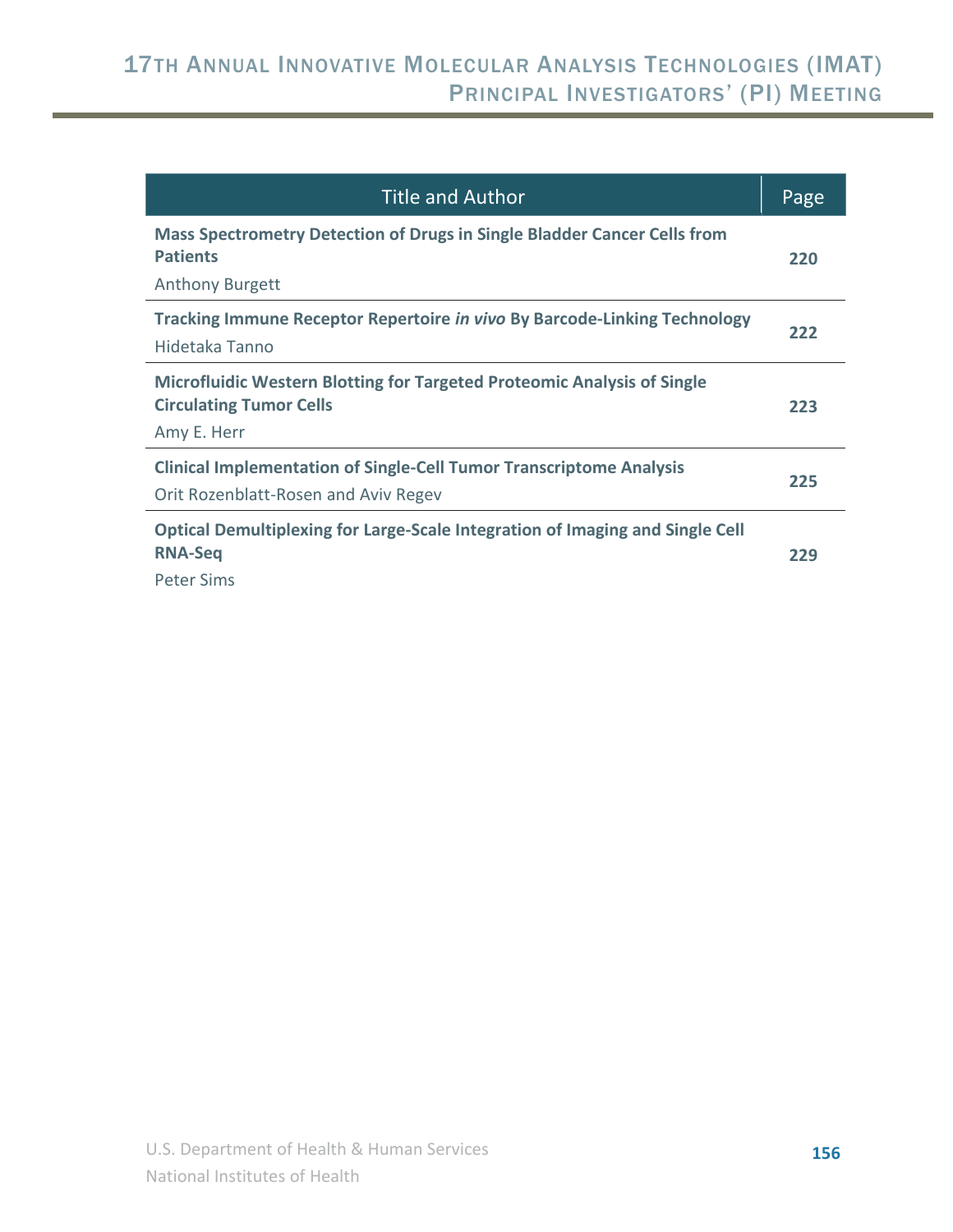| Title and Author | Page |
| --- | --- |
| **Mass Spectrometry Detection of Drugs in Single Bladder Cancer Cells from Patients**<br>Anthony Burgett | **220** |
| **Tracking Immune Receptor Repertoire *in vivo* By Barcode-Linking Technology**<br>Hidetaka Tanno | **222** |
| **Microfluidic Western Blotting for Targeted Proteomic Analysis of Single Circulating Tumor Cells**<br>Amy E. Herr | **223** |
| **Clinical Implementation of Single-Cell Tumor Transcriptome Analysis**<br>Orit Rozenblatt-Rosen and Aviv Regev | **225** |
| **Optical Demultiplexing for Large-Scale Integration of Imaging and Single Cell RNA-Seq**<br>Peter Sims | **229** |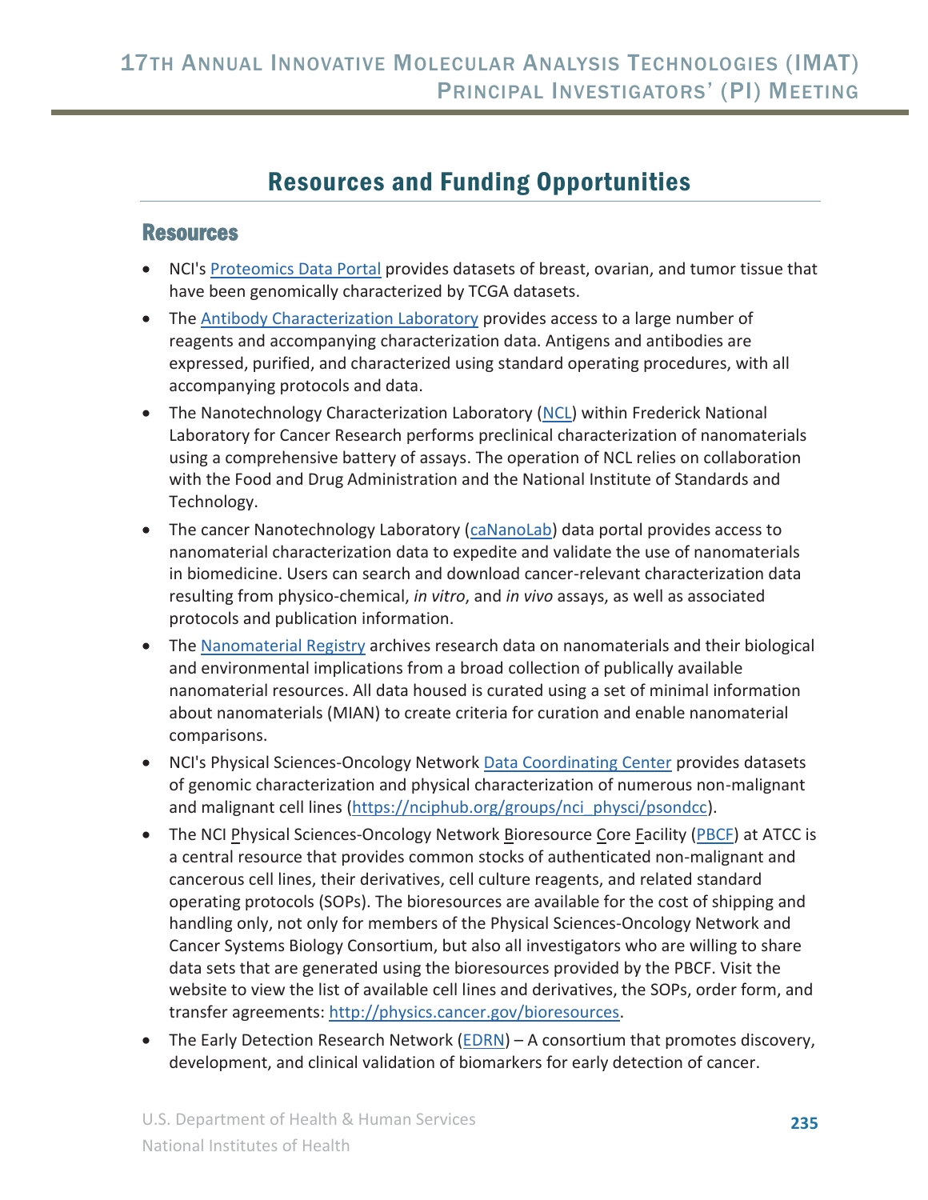# Resources and Funding Opportunities

## Resources

- NCI's Proteomics Data Portal provides datasets of breast, ovarian, and tumor tissue that have been genomically characterized by TCGA datasets.
- The Antibody Characterization Laboratory provides access to a large number of reagents and accompanying characterization data. Antigens and antibodies are expressed, purified, and characterized using standard operating procedures, with all accompanying protocols and data.
- The Nanotechnology Characterization Laboratory (NCL) within Frederick National Laboratory for Cancer Research performs preclinical characterization of nanomaterials using a comprehensive battery of assays. The operation of NCL relies on collaboration with the Food and Drug Administration and the National Institute of Standards and Technology.
- The cancer Nanotechnology Laboratory (caNanoLab) data portal provides access to nanomaterial characterization data to expedite and validate the use of nanomaterials in biomedicine. Users can search and download cancer-relevant characterization data resulting from physico-chemical, *in vitro*, and *in vivo* assays, as well as associated protocols and publication information.
- The Nanomaterial Registry archives research data on nanomaterials and their biological and environmental implications from a broad collection of publically available nanomaterial resources. All data housed is curated using a set of minimal information about nanomaterials (MIAN) to create criteria for curation and enable nanomaterial comparisons.
- NCI's Physical Sciences-Oncology Network Data Coordinating Center provides datasets of genomic characterization and physical characterization of numerous non-malignant and malignant cell lines (https://nciphub.org/groups/nci_physci/psondcc).
- The NCI Physical Sciences-Oncology Network Bioresource Core Facility (PBCF) at ATCC is a central resource that provides common stocks of authenticated non-malignant and cancerous cell lines, their derivatives, cell culture reagents, and related standard operating protocols (SOPs). The bioresources are available for the cost of shipping and handling only, not only for members of the Physical Sciences-Oncology Network and Cancer Systems Biology Consortium, but also all investigators who are willing to share data sets that are generated using the bioresources provided by the PBCF. Visit the website to view the list of available cell lines and derivatives, the SOPs, order form, and transfer agreements: http://physics.cancer.gov/bioresources.
- The Early Detection Research Network (EDRN) – A consortium that promotes discovery, development, and clinical validation of biomarkers for early detection of cancer.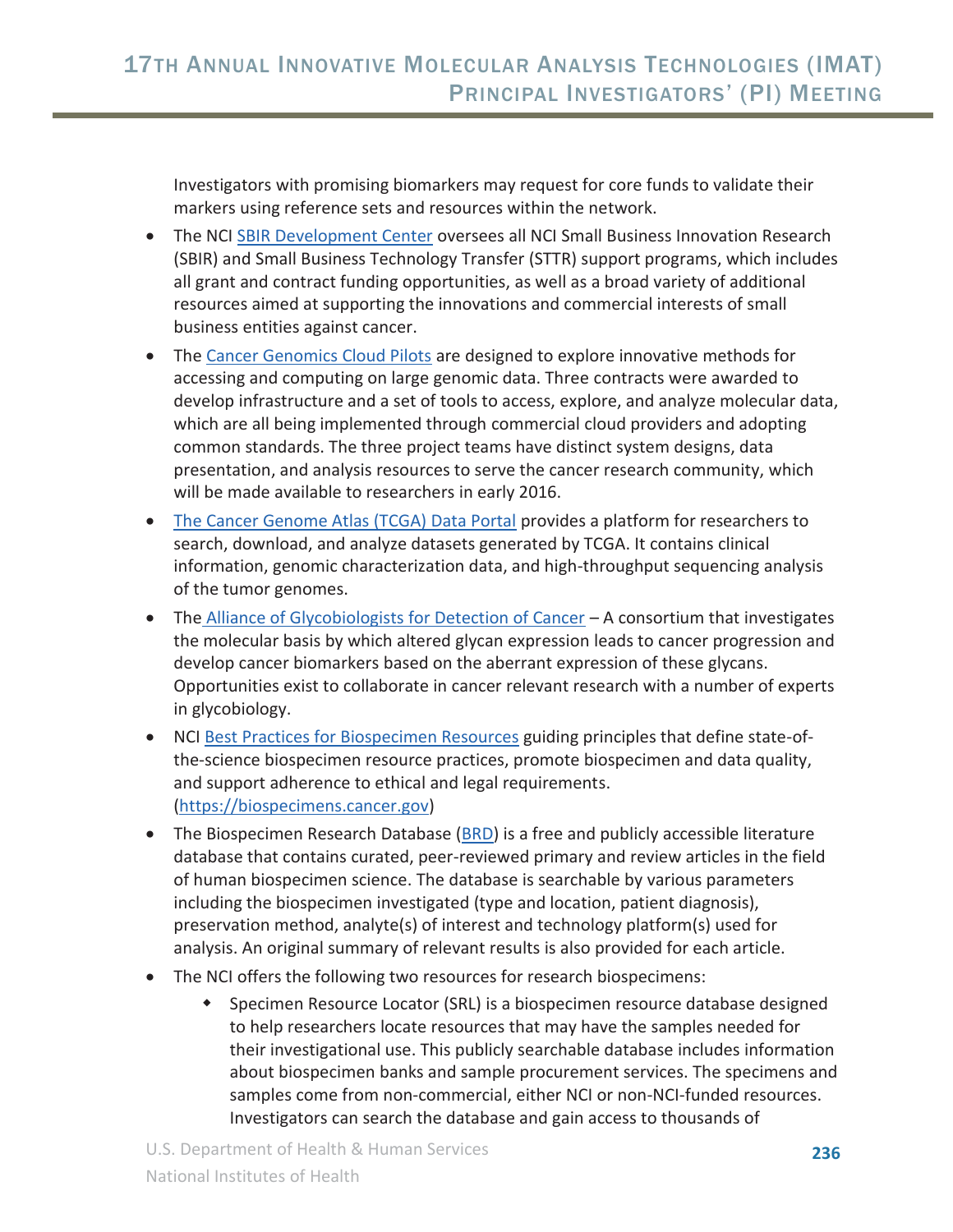Investigators with promising biomarkers may request for core funds to validate their markers using reference sets and resources within the network.

- The NCI SBIR Development Center oversees all NCI Small Business Innovation Research (SBIR) and Small Business Technology Transfer (STTR) support programs, which includes all grant and contract funding opportunities, as well as a broad variety of additional resources aimed at supporting the innovations and commercial interests of small business entities against cancer.
- The Cancer Genomics Cloud Pilots are designed to explore innovative methods for accessing and computing on large genomic data. Three contracts were awarded to develop infrastructure and a set of tools to access, explore, and analyze molecular data, which are all being implemented through commercial cloud providers and adopting common standards. The three project teams have distinct system designs, data presentation, and analysis resources to serve the cancer research community, which will be made available to researchers in early 2016.
- The Cancer Genome Atlas (TCGA) Data Portal provides a platform for researchers to search, download, and analyze datasets generated by TCGA. It contains clinical information, genomic characterization data, and high-throughput sequencing analysis of the tumor genomes.
- The Alliance of Glycobiologists for Detection of Cancer – A consortium that investigates the molecular basis by which altered glycan expression leads to cancer progression and develop cancer biomarkers based on the aberrant expression of these glycans. Opportunities exist to collaborate in cancer relevant research with a number of experts in glycobiology.
- NCI Best Practices for Biospecimen Resources guiding principles that define state-of-the-science biospecimen resource practices, promote biospecimen and data quality, and support adherence to ethical and legal requirements. (https://biospecimens.cancer.gov)
- The Biospecimen Research Database (BRD) is a free and publicly accessible literature database that contains curated, peer-reviewed primary and review articles in the field of human biospecimen science. The database is searchable by various parameters including the biospecimen investigated (type and location, patient diagnosis), preservation method, analyte(s) of interest and technology platform(s) used for analysis. An original summary of relevant results is also provided for each article.
- The NCI offers the following two resources for research biospecimens:
  - Specimen Resource Locator (SRL) is a biospecimen resource database designed to help researchers locate resources that may have the samples needed for their investigational use. This publicly searchable database includes information about biospecimen banks and sample procurement services. The specimens and samples come from non-commercial, either NCI or non-NCI-funded resources. Investigators can search the database and gain access to thousands of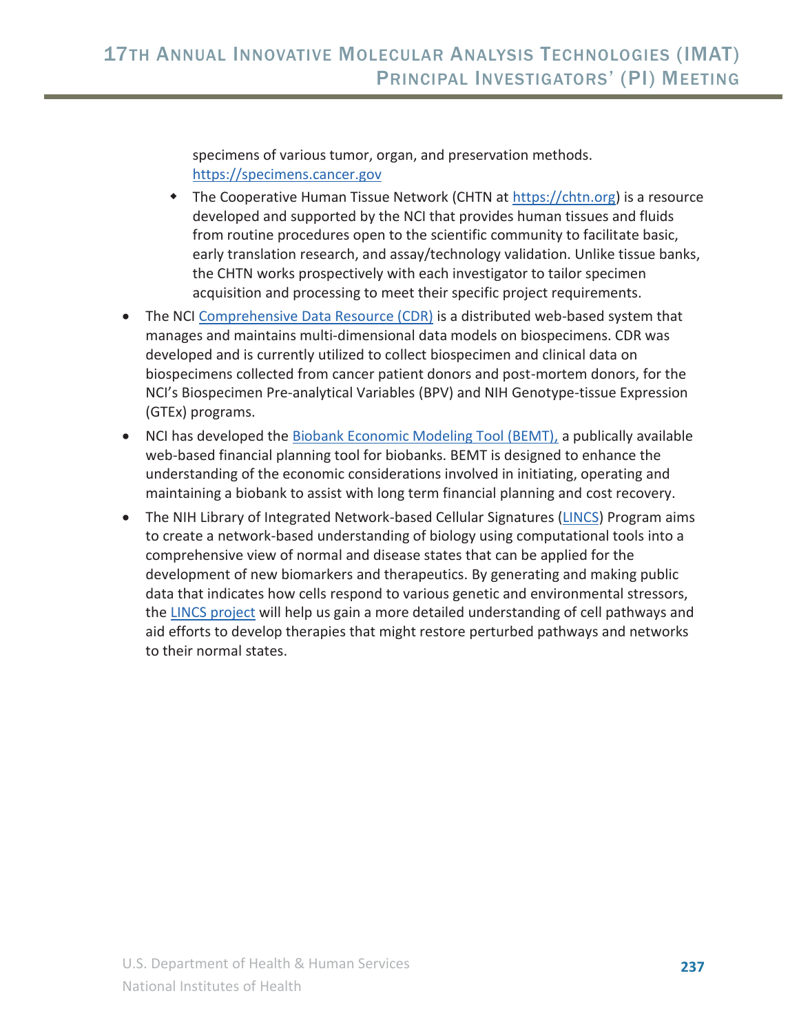specimens of various tumor, organ, and preservation methods. https://specimens.cancer.gov

  - The Cooperative Human Tissue Network (CHTN at https://chtn.org) is a resource developed and supported by the NCI that provides human tissues and fluids from routine procedures open to the scientific community to facilitate basic, early translation research, and assay/technology validation. Unlike tissue banks, the CHTN works prospectively with each investigator to tailor specimen acquisition and processing to meet their specific project requirements.

- The NCI Comprehensive Data Resource (CDR) is a distributed web-based system that manages and maintains multi-dimensional data models on biospecimens. CDR was developed and is currently utilized to collect biospecimen and clinical data on biospecimens collected from cancer patient donors and post-mortem donors, for the NCI's Biospecimen Pre-analytical Variables (BPV) and NIH Genotype-tissue Expression (GTEx) programs.
- NCI has developed the Biobank Economic Modeling Tool (BEMT), a publically available web-based financial planning tool for biobanks. BEMT is designed to enhance the understanding of the economic considerations involved in initiating, operating and maintaining a biobank to assist with long term financial planning and cost recovery.
- The NIH Library of Integrated Network-based Cellular Signatures (LINCS) Program aims to create a network-based understanding of biology using computational tools into a comprehensive view of normal and disease states that can be applied for the development of new biomarkers and therapeutics. By generating and making public data that indicates how cells respond to various genetic and environmental stressors, the LINCS project will help us gain a more detailed understanding of cell pathways and aid efforts to develop therapies that might restore perturbed pathways and networks to their normal states.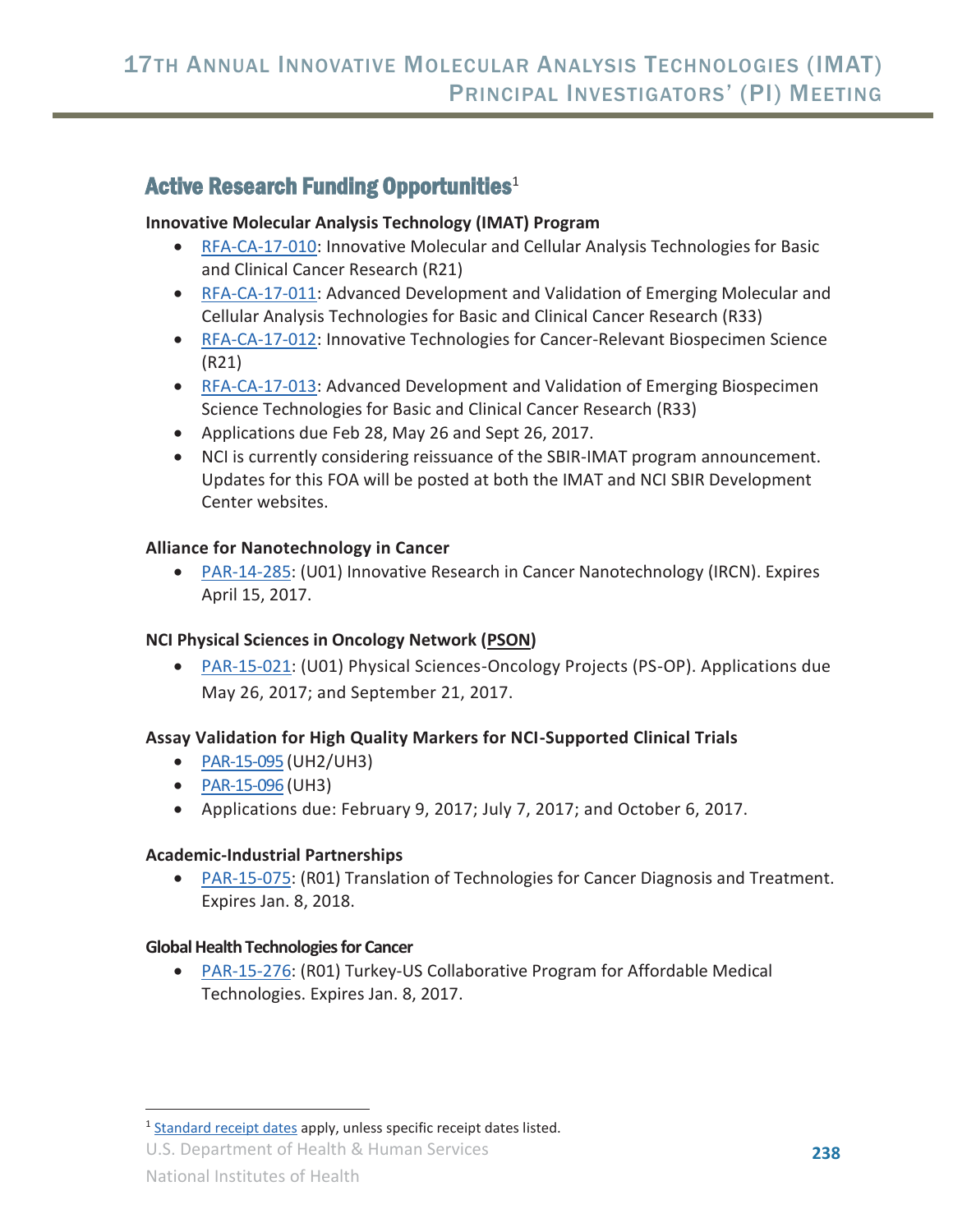## Active Research Funding Opportunities[1]

**Innovative Molecular Analysis Technology (IMAT) Program**

- RFA-CA-17-010: Innovative Molecular and Cellular Analysis Technologies for Basic and Clinical Cancer Research (R21)
- RFA-CA-17-011: Advanced Development and Validation of Emerging Molecular and Cellular Analysis Technologies for Basic and Clinical Cancer Research (R33)
- RFA-CA-17-012: Innovative Technologies for Cancer-Relevant Biospecimen Science (R21)
- RFA-CA-17-013: Advanced Development and Validation of Emerging Biospecimen Science Technologies for Basic and Clinical Cancer Research (R33)
- Applications due Feb 28, May 26 and Sept 26, 2017.
- NCI is currently considering reissuance of the SBIR-IMAT program announcement. Updates for this FOA will be posted at both the IMAT and NCI SBIR Development Center websites.

**Alliance for Nanotechnology in Cancer**

- PAR-14-285: (U01) Innovative Research in Cancer Nanotechnology (IRCN). Expires April 15, 2017.

**NCI Physical Sciences in Oncology Network (PSON)**

- PAR-15-021: (U01) Physical Sciences-Oncology Projects (PS-OP). Applications due May 26, 2017; and September 21, 2017.

**Assay Validation for High Quality Markers for NCI-Supported Clinical Trials**

- PAR-15-095 (UH2/UH3)
- PAR-15-096 (UH3)
- Applications due: February 9, 2017; July 7, 2017; and October 6, 2017.

**Academic-Industrial Partnerships**

- PAR-15-075: (R01) Translation of Technologies for Cancer Diagnosis and Treatment. Expires Jan. 8, 2018.

**Global Health Technologies for Cancer**

- PAR-15-276: (R01) Turkey-US Collaborative Program for Affordable Medical Technologies. Expires Jan. 8, 2017.

---

[1] Standard receipt dates apply, unless specific receipt dates listed.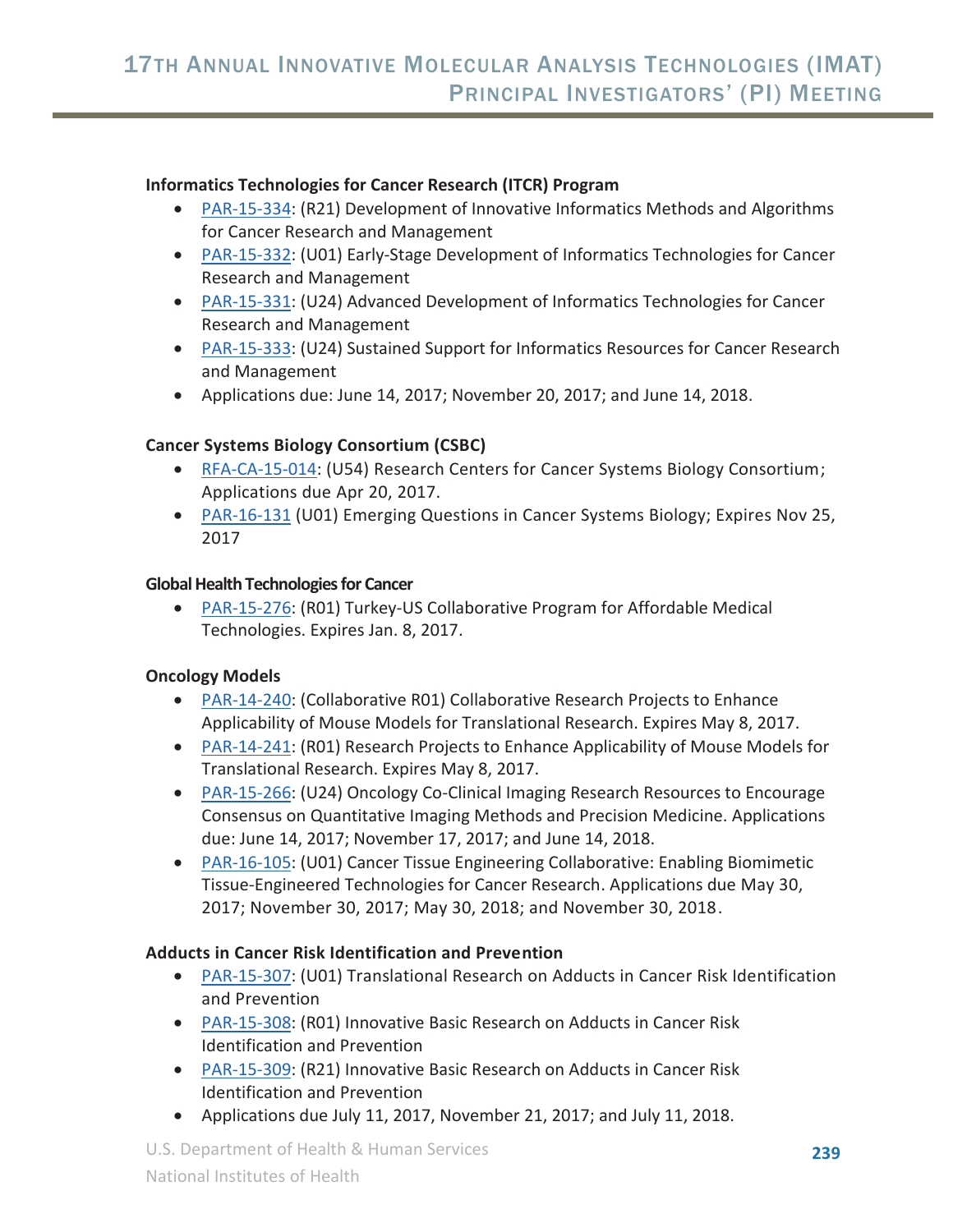**Informatics Technologies for Cancer Research (ITCR) Program**

- PAR-15-334: (R21) Development of Innovative Informatics Methods and Algorithms for Cancer Research and Management
- PAR-15-332: (U01) Early-Stage Development of Informatics Technologies for Cancer Research and Management
- PAR-15-331: (U24) Advanced Development of Informatics Technologies for Cancer Research and Management
- PAR-15-333: (U24) Sustained Support for Informatics Resources for Cancer Research and Management
- Applications due: June 14, 2017; November 20, 2017; and June 14, 2018.

**Cancer Systems Biology Consortium (CSBC)**

- RFA-CA-15-014: (U54) Research Centers for Cancer Systems Biology Consortium; Applications due Apr 20, 2017.
- PAR-16-131 (U01) Emerging Questions in Cancer Systems Biology; Expires Nov 25, 2017

**Global Health Technologies for Cancer**

- PAR-15-276: (R01) Turkey-US Collaborative Program for Affordable Medical Technologies. Expires Jan. 8, 2017.

**Oncology Models**

- PAR-14-240: (Collaborative R01) Collaborative Research Projects to Enhance Applicability of Mouse Models for Translational Research. Expires May 8, 2017.
- PAR-14-241: (R01) Research Projects to Enhance Applicability of Mouse Models for Translational Research. Expires May 8, 2017.
- PAR-15-266: (U24) Oncology Co-Clinical Imaging Research Resources to Encourage Consensus on Quantitative Imaging Methods and Precision Medicine. Applications due: June 14, 2017; November 17, 2017; and June 14, 2018.
- PAR-16-105: (U01) Cancer Tissue Engineering Collaborative: Enabling Biomimetic Tissue-Engineered Technologies for Cancer Research. Applications due May 30, 2017; November 30, 2017; May 30, 2018; and November 30, 2018.

**Adducts in Cancer Risk Identification and Prevention**

- PAR-15-307: (U01) Translational Research on Adducts in Cancer Risk Identification and Prevention
- PAR-15-308: (R01) Innovative Basic Research on Adducts in Cancer Risk Identification and Prevention
- PAR-15-309: (R21) Innovative Basic Research on Adducts in Cancer Risk Identification and Prevention
- Applications due July 11, 2017, November 21, 2017; and July 11, 2018.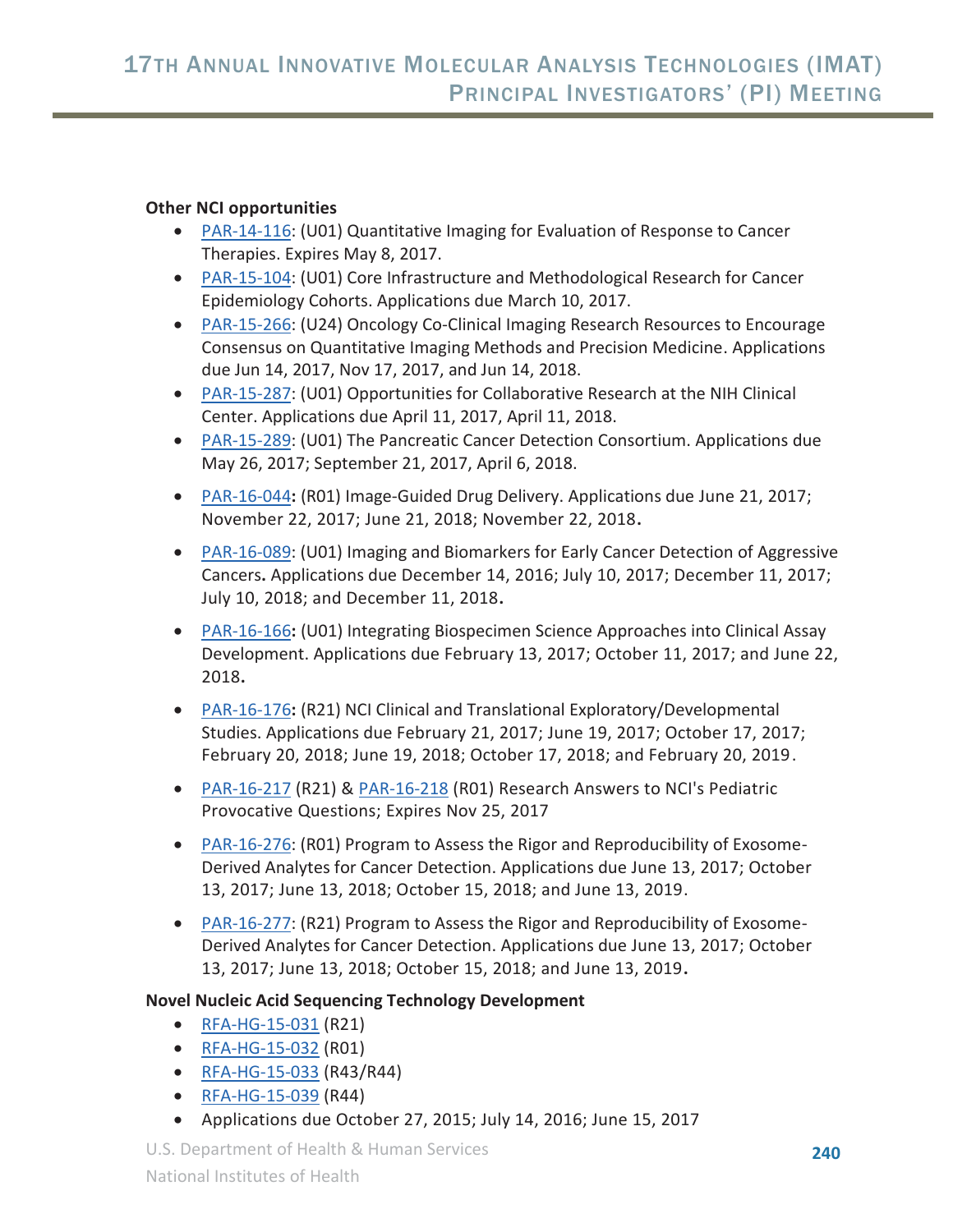**Other NCI opportunities**

- PAR-14-116: (U01) Quantitative Imaging for Evaluation of Response to Cancer Therapies. Expires May 8, 2017.
- PAR-15-104: (U01) Core Infrastructure and Methodological Research for Cancer Epidemiology Cohorts. Applications due March 10, 2017.
- PAR-15-266: (U24) Oncology Co-Clinical Imaging Research Resources to Encourage Consensus on Quantitative Imaging Methods and Precision Medicine. Applications due Jun 14, 2017, Nov 17, 2017, and Jun 14, 2018.
- PAR-15-287: (U01) Opportunities for Collaborative Research at the NIH Clinical Center. Applications due April 11, 2017, April 11, 2018.
- PAR-15-289: (U01) The Pancreatic Cancer Detection Consortium. Applications due May 26, 2017; September 21, 2017, April 6, 2018.
- PAR-16-044**:** (R01) Image-Guided Drug Delivery. Applications due June 21, 2017; November 22, 2017; June 21, 2018; November 22, 2018**.**
- PAR-16-089: (U01) Imaging and Biomarkers for Early Cancer Detection of Aggressive Cancers**.** Applications due December 14, 2016; July 10, 2017; December 11, 2017; July 10, 2018; and December 11, 2018**.**
- PAR-16-166**:** (U01) Integrating Biospecimen Science Approaches into Clinical Assay Development. Applications due February 13, 2017; October 11, 2017; and June 22, 2018**.**
- PAR-16-176**:** (R21) NCI Clinical and Translational Exploratory/Developmental Studies. Applications due February 21, 2017; June 19, 2017; October 17, 2017; February 20, 2018; June 19, 2018; October 17, 2018; and February 20, 2019.
- PAR-16-217 (R21) & PAR-16-218 (R01) Research Answers to NCI's Pediatric Provocative Questions; Expires Nov 25, 2017
- PAR-16-276: (R01) Program to Assess the Rigor and Reproducibility of Exosome-Derived Analytes for Cancer Detection. Applications due June 13, 2017; October 13, 2017; June 13, 2018; October 15, 2018; and June 13, 2019.
- PAR-16-277: (R21) Program to Assess the Rigor and Reproducibility of Exosome-Derived Analytes for Cancer Detection. Applications due June 13, 2017; October 13, 2017; June 13, 2018; October 15, 2018; and June 13, 2019**.**

**Novel Nucleic Acid Sequencing Technology Development**

- RFA-HG-15-031 (R21)
- RFA-HG-15-032 (R01)
- RFA-HG-15-033 (R43/R44)
- RFA-HG-15-039 (R44)
- Applications due October 27, 2015; July 14, 2016; June 15, 2017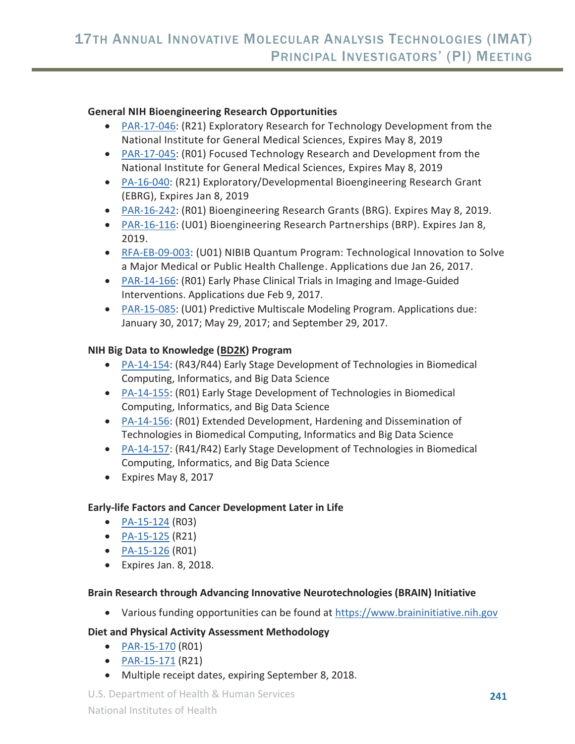**General NIH Bioengineering Research Opportunities**

- PAR-17-046: (R21) Exploratory Research for Technology Development from the National Institute for General Medical Sciences, Expires May 8, 2019
- PAR-17-045: (R01) Focused Technology Research and Development from the National Institute for General Medical Sciences, Expires May 8, 2019
- PA-16-040: (R21) Exploratory/Developmental Bioengineering Research Grant (EBRG), Expires Jan 8, 2019
- PAR-16-242: (R01) Bioengineering Research Grants (BRG). Expires May 8, 2019.
- PAR-16-116: (U01) Bioengineering Research Partnerships (BRP). Expires Jan 8, 2019.
- RFA-EB-09-003: (U01) NIBIB Quantum Program: Technological Innovation to Solve a Major Medical or Public Health Challenge. Applications due Jan 26, 2017.
- PAR-14-166: (R01) Early Phase Clinical Trials in Imaging and Image-Guided Interventions. Applications due Feb 9, 2017.
- PAR-15-085: (U01) Predictive Multiscale Modeling Program. Applications due: January 30, 2017; May 29, 2017; and September 29, 2017.

**NIH Big Data to Knowledge (BD2K) Program**

- PA-14-154: (R43/R44) Early Stage Development of Technologies in Biomedical Computing, Informatics, and Big Data Science
- PA-14-155: (R01) Early Stage Development of Technologies in Biomedical Computing, Informatics, and Big Data Science
- PA-14-156: (R01) Extended Development, Hardening and Dissemination of Technologies in Biomedical Computing, Informatics and Big Data Science
- PA-14-157: (R41/R42) Early Stage Development of Technologies in Biomedical Computing, Informatics, and Big Data Science
- Expires May 8, 2017

**Early-life Factors and Cancer Development Later in Life**

- PA-15-124 (R03)
- PA-15-125 (R21)
- PA-15-126 (R01)
- Expires Jan. 8, 2018.

**Brain Research through Advancing Innovative Neurotechnologies (BRAIN) Initiative**

- Various funding opportunities can be found at https://www.braininitiative.nih.gov

**Diet and Physical Activity Assessment Methodology**

- PAR-15-170 (R01)
- PAR-15-171 (R21)
- Multiple receipt dates, expiring September 8, 2018.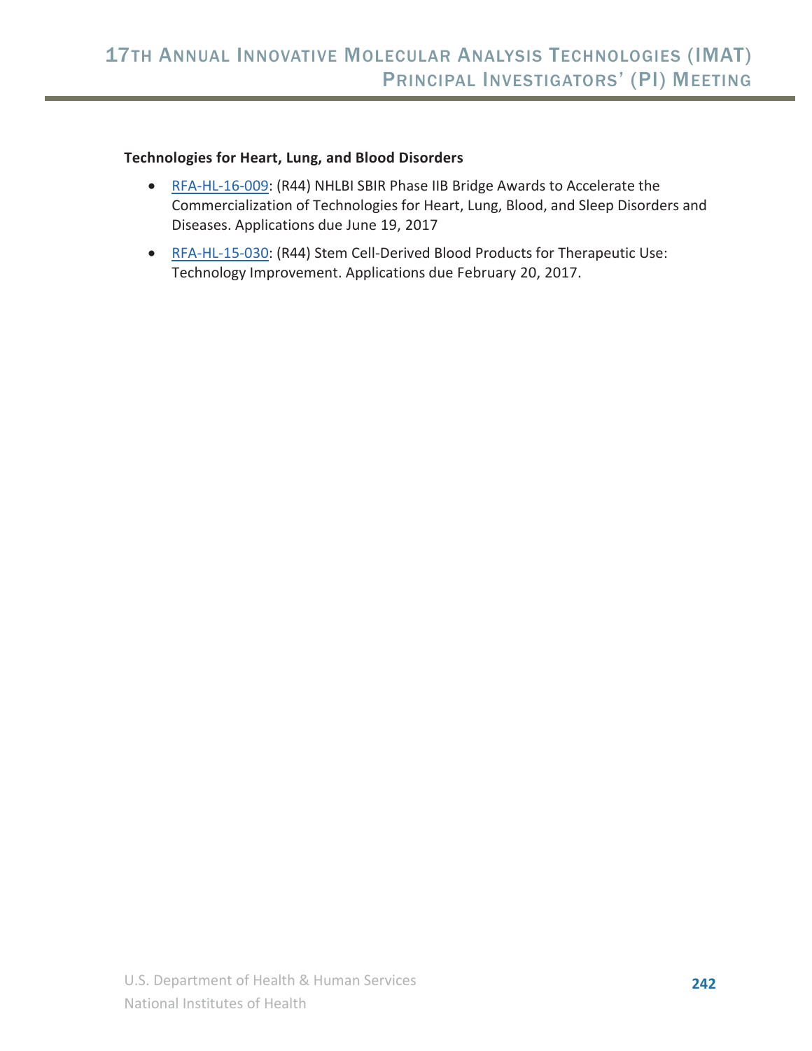**Technologies for Heart, Lung, and Blood Disorders**

- RFA-HL-16-009: (R44) NHLBI SBIR Phase IIB Bridge Awards to Accelerate the Commercialization of Technologies for Heart, Lung, Blood, and Sleep Disorders and Diseases. Applications due June 19, 2017
- RFA-HL-15-030: (R44) Stem Cell-Derived Blood Products for Therapeutic Use: Technology Improvement. Applications due February 20, 2017.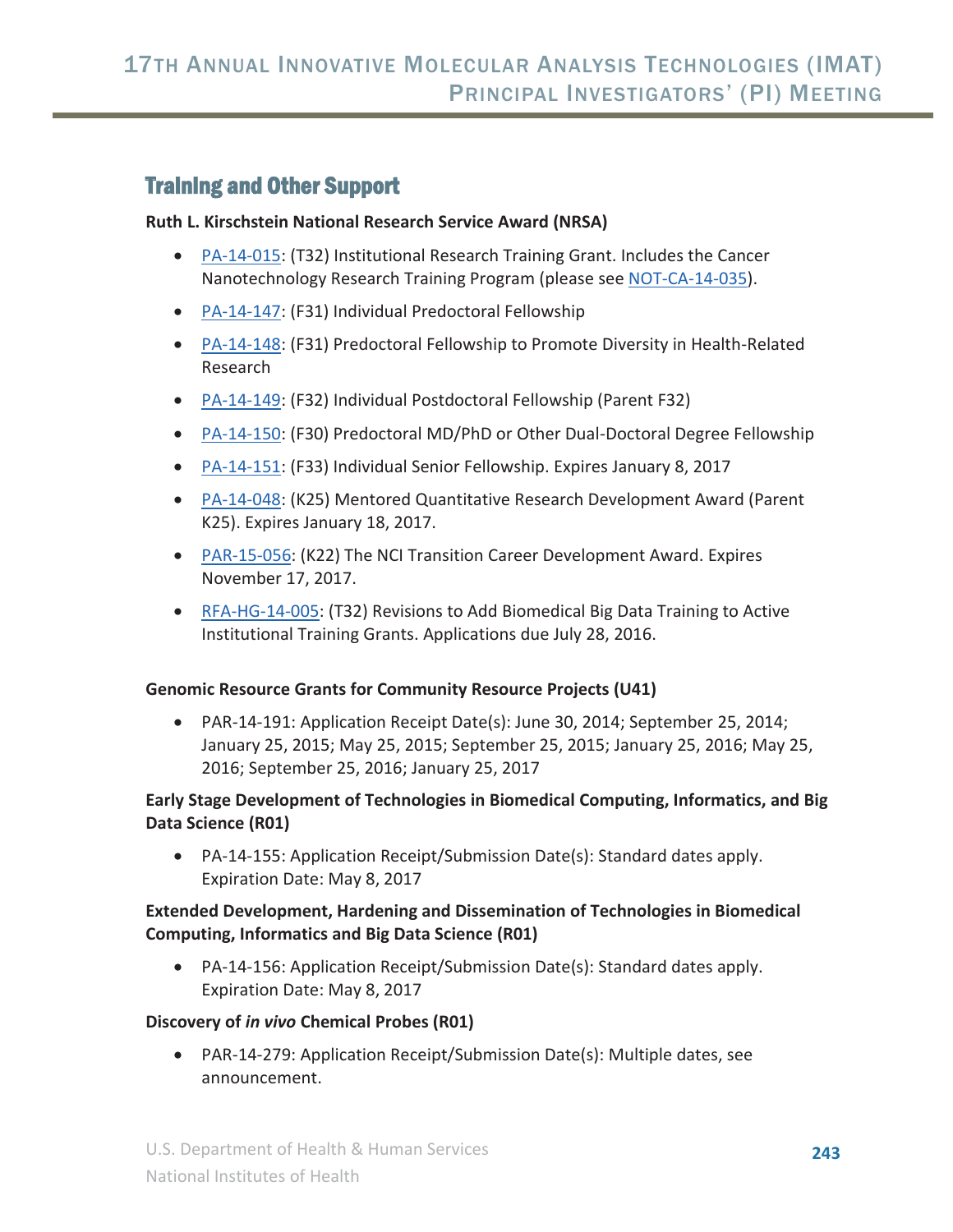## Training and Other Support

**Ruth L. Kirschstein National Research Service Award (NRSA)**

- PA-14-015: (T32) Institutional Research Training Grant. Includes the Cancer Nanotechnology Research Training Program (please see NOT-CA-14-035).
- PA-14-147: (F31) Individual Predoctoral Fellowship
- PA-14-148: (F31) Predoctoral Fellowship to Promote Diversity in Health-Related Research
- PA-14-149: (F32) Individual Postdoctoral Fellowship (Parent F32)
- PA-14-150: (F30) Predoctoral MD/PhD or Other Dual-Doctoral Degree Fellowship
- PA-14-151: (F33) Individual Senior Fellowship. Expires January 8, 2017
- PA-14-048: (K25) Mentored Quantitative Research Development Award (Parent K25). Expires January 18, 2017.
- PAR-15-056: (K22) The NCI Transition Career Development Award. Expires November 17, 2017.
- RFA-HG-14-005: (T32) Revisions to Add Biomedical Big Data Training to Active Institutional Training Grants. Applications due July 28, 2016.

**Genomic Resource Grants for Community Resource Projects (U41)**

- PAR-14-191: Application Receipt Date(s): June 30, 2014; September 25, 2014; January 25, 2015; May 25, 2015; September 25, 2015; January 25, 2016; May 25, 2016; September 25, 2016; January 25, 2017

**Early Stage Development of Technologies in Biomedical Computing, Informatics, and Big Data Science (R01)**

- PA-14-155: Application Receipt/Submission Date(s): Standard dates apply. Expiration Date: May 8, 2017

**Extended Development, Hardening and Dissemination of Technologies in Biomedical Computing, Informatics and Big Data Science (R01)**

- PA-14-156: Application Receipt/Submission Date(s): Standard dates apply. Expiration Date: May 8, 2017

**Discovery of *in vivo* Chemical Probes (R01)**

- PAR-14-279: Application Receipt/Submission Date(s): Multiple dates, see announcement.